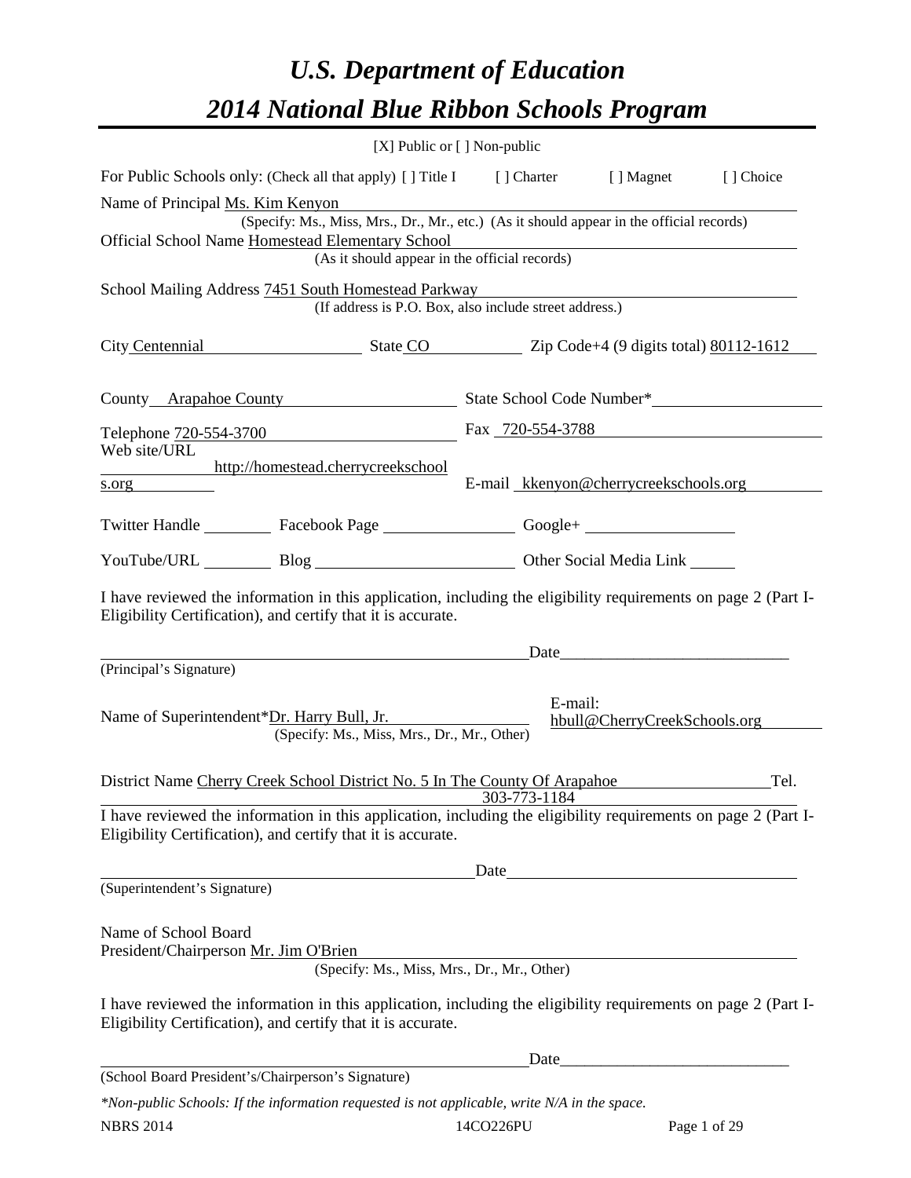# U.S. Department of Education

# 2014 National Blue Ribbon Schools Program

[X] Public or [ ] Non-public

For Public Schools only: (Check all that apply) [ ] Title I [ ] Charter [ ] Magnet [ ] Choice

Name of Principal Ms. Kim Kenyon
(Specify: Ms., Miss, Mrs., Dr., Mr., etc.) (As it should appear in the official records)

Official School Name Homestead Elementary School
(As it should appear in the official records)

School Mailing Address 7451 South Homestead Parkway
(If address is P.O. Box, also include street address.)

City Centennial State CO Zip Code+4 (9 digits total) 80112-1612

County Arapahoe County State School Code Number*

Telephone 720-554-3700 Fax 720-554-3788

Web site/URL http://homestead.cherrycreekschools.org E-mail kkenyon@cherrycreekschools.org

Twitter Handle Facebook Page Google+

YouTube/URL Blog Other Social Media Link

I have reviewed the information in this application, including the eligibility requirements on page 2 (Part I-Eligibility Certification), and certify that it is accurate.

_____________________________________________ Date____________________________
(Principal's Signature)

Name of Superintendent*Dr. Harry Bull, Jr. E-mail: hbull@CherryCreekSchools.org
(Specify: Ms., Miss, Mrs., Dr., Mr., Other)

District Name Cherry Creek School District No. 5 In The County Of Arapahoe Tel. 303-773-1184

I have reviewed the information in this application, including the eligibility requirements on page 2 (Part I-Eligibility Certification), and certify that it is accurate.

_____________________________________________ Date____________________________
(Superintendent's Signature)

Name of School Board President/Chairperson Mr. Jim O'Brien
(Specify: Ms., Miss, Mrs., Dr., Mr., Other)

I have reviewed the information in this application, including the eligibility requirements on page 2 (Part I-Eligibility Certification), and certify that it is accurate.

_____________________________________________ Date____________________________
(School Board President's/Chairperson's Signature)

*\*Non-public Schools: If the information requested is not applicable, write N/A in the space.*

NBRS 2014 14CO226PU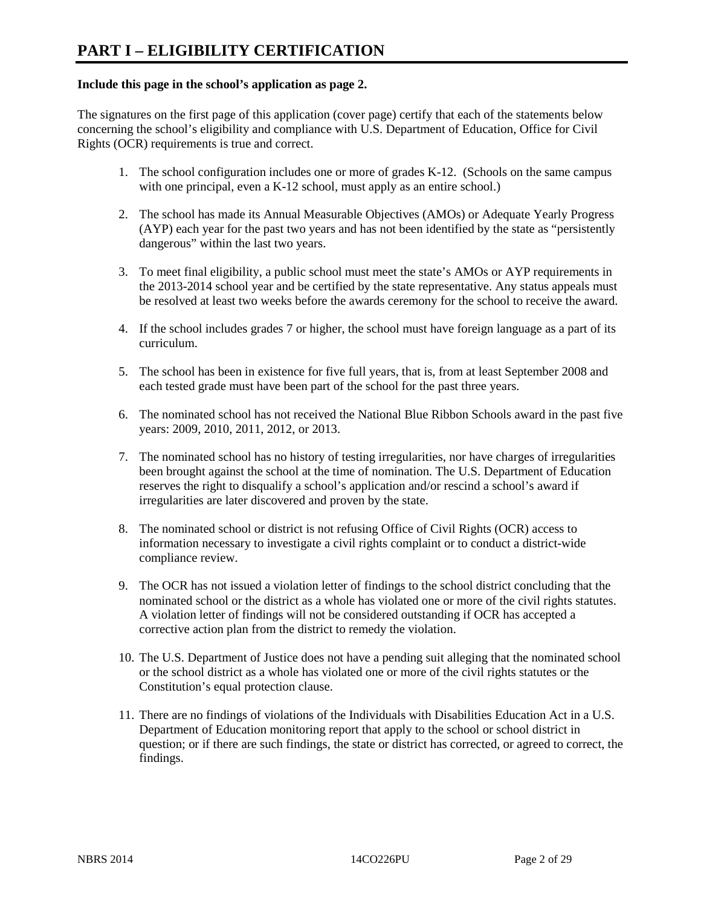# PART I – ELIGIBILITY CERTIFICATION

**Include this page in the school's application as page 2.**

The signatures on the first page of this application (cover page) certify that each of the statements below concerning the school's eligibility and compliance with U.S. Department of Education, Office for Civil Rights (OCR) requirements is true and correct.

1. The school configuration includes one or more of grades K-12. (Schools on the same campus with one principal, even a K-12 school, must apply as an entire school.)

2. The school has made its Annual Measurable Objectives (AMOs) or Adequate Yearly Progress (AYP) each year for the past two years and has not been identified by the state as "persistently dangerous" within the last two years.

3. To meet final eligibility, a public school must meet the state's AMOs or AYP requirements in the 2013-2014 school year and be certified by the state representative. Any status appeals must be resolved at least two weeks before the awards ceremony for the school to receive the award.

4. If the school includes grades 7 or higher, the school must have foreign language as a part of its curriculum.

5. The school has been in existence for five full years, that is, from at least September 2008 and each tested grade must have been part of the school for the past three years.

6. The nominated school has not received the National Blue Ribbon Schools award in the past five years: 2009, 2010, 2011, 2012, or 2013.

7. The nominated school has no history of testing irregularities, nor have charges of irregularities been brought against the school at the time of nomination. The U.S. Department of Education reserves the right to disqualify a school's application and/or rescind a school's award if irregularities are later discovered and proven by the state.

8. The nominated school or district is not refusing Office of Civil Rights (OCR) access to information necessary to investigate a civil rights complaint or to conduct a district-wide compliance review.

9. The OCR has not issued a violation letter of findings to the school district concluding that the nominated school or the district as a whole has violated one or more of the civil rights statutes. A violation letter of findings will not be considered outstanding if OCR has accepted a corrective action plan from the district to remedy the violation.

10. The U.S. Department of Justice does not have a pending suit alleging that the nominated school or the school district as a whole has violated one or more of the civil rights statutes or the Constitution's equal protection clause.

11. There are no findings of violations of the Individuals with Disabilities Education Act in a U.S. Department of Education monitoring report that apply to the school or school district in question; or if there are such findings, the state or district has corrected, or agreed to correct, the findings.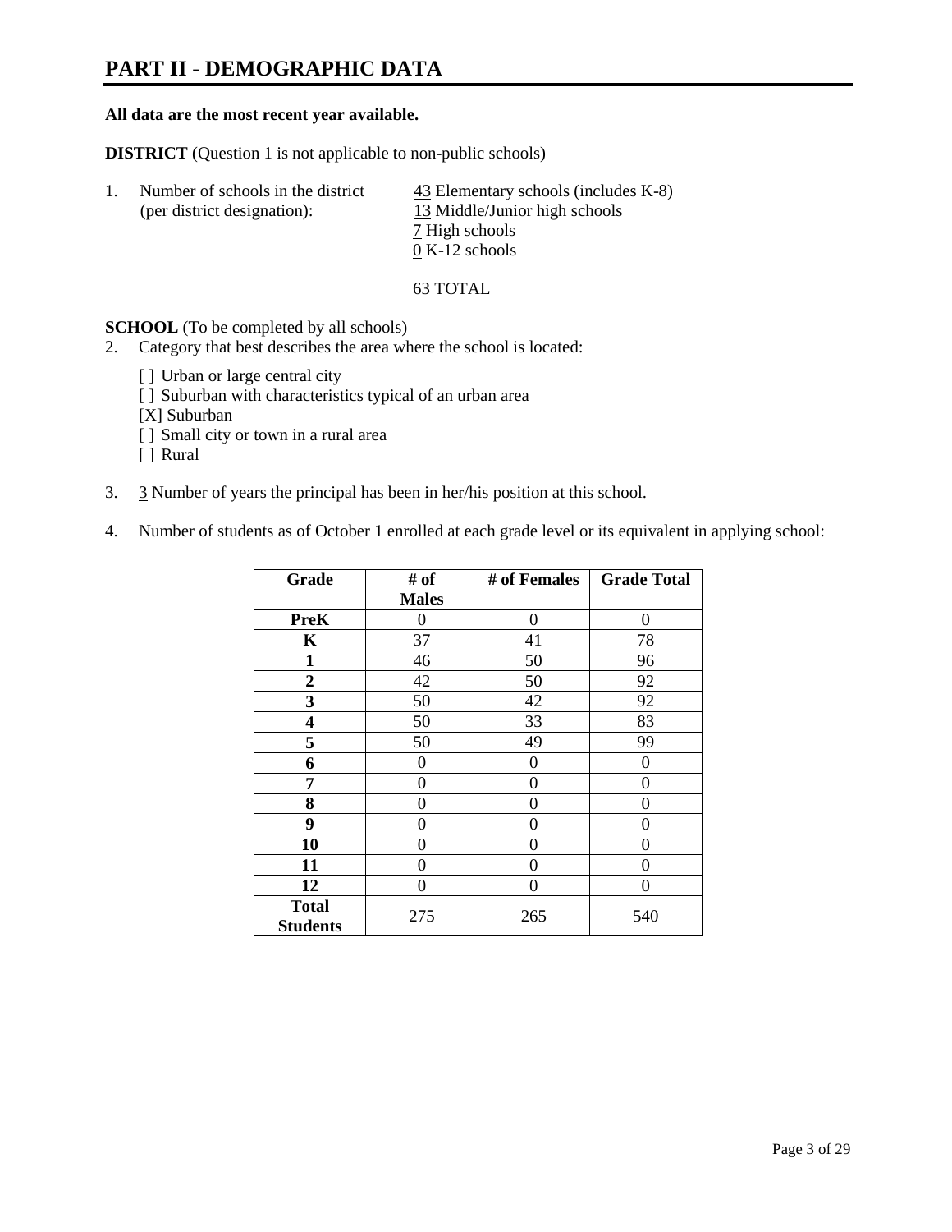# PART II - DEMOGRAPHIC DATA

**All data are the most recent year available.**

**DISTRICT** (Question 1 is not applicable to non-public schools)

1. Number of schools in the district (per district designation):
   43 Elementary schools (includes K-8)
   13 Middle/Junior high schools
   7 High schools
   0 K-12 schools

   63 TOTAL

**SCHOOL** (To be completed by all schools)

2. Category that best describes the area where the school is located:

   [ ] Urban or large central city
   [ ] Suburban with characteristics typical of an urban area
   [X] Suburban
   [ ] Small city or town in a rural area
   [ ] Rural

3. 3 Number of years the principal has been in her/his position at this school.

4. Number of students as of October 1 enrolled at each grade level or its equivalent in applying school:

| Grade | # of Males | # of Females | Grade Total |
|---|---|---|---|
| **PreK** | 0 | 0 | 0 |
| **K** | 37 | 41 | 78 |
| **1** | 46 | 50 | 96 |
| **2** | 42 | 50 | 92 |
| **3** | 50 | 42 | 92 |
| **4** | 50 | 33 | 83 |
| **5** | 50 | 49 | 99 |
| **6** | 0 | 0 | 0 |
| **7** | 0 | 0 | 0 |
| **8** | 0 | 0 | 0 |
| **9** | 0 | 0 | 0 |
| **10** | 0 | 0 | 0 |
| **11** | 0 | 0 | 0 |
| **12** | 0 | 0 | 0 |
| **Total Students** | 275 | 265 | 540 |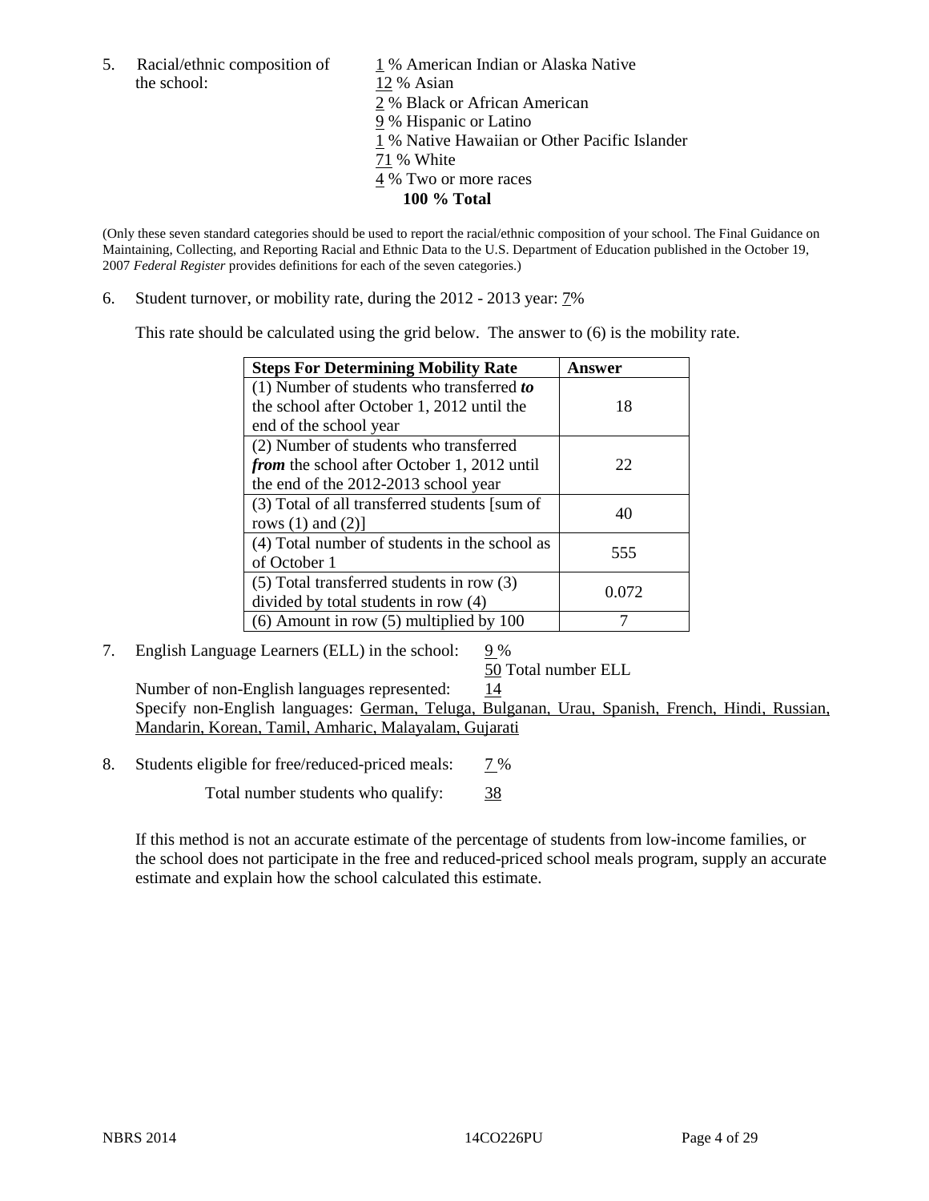5. Racial/ethnic composition of the school:

1 % American Indian or Alaska Native
12 % Asian
2 % Black or African American
9 % Hispanic or Latino
1 % Native Hawaiian or Other Pacific Islander
71 % White
4 % Two or more races
**100 % Total**

(Only these seven standard categories should be used to report the racial/ethnic composition of your school. The Final Guidance on Maintaining, Collecting, and Reporting Racial and Ethnic Data to the U.S. Department of Education published in the October 19, 2007 *Federal Register* provides definitions for each of the seven categories.)

6. Student turnover, or mobility rate, during the 2012 - 2013 year: 7%

This rate should be calculated using the grid below. The answer to (6) is the mobility rate.

| **Steps For Determining Mobility Rate** | **Answer** |
|---|---|
| (1) Number of students who transferred ***to*** the school after October 1, 2012 until the end of the school year | 18 |
| (2) Number of students who transferred ***from*** the school after October 1, 2012 until the end of the 2012-2013 school year | 22 |
| (3) Total of all transferred students [sum of rows (1) and (2)] | 40 |
| (4) Total number of students in the school as of October 1 | 555 |
| (5) Total transferred students in row (3) divided by total students in row (4) | 0.072 |
| (6) Amount in row (5) multiplied by 100 | 7 |

7. English Language Learners (ELL) in the school: 9 %

50 Total number ELL

Number of non-English languages represented: 14

Specify non-English languages: German, Teluga, Bulganan, Urau, Spanish, French, Hindi, Russian, Mandarin, Korean, Tamil, Amharic, Malayalam, Gujarati

8. Students eligible for free/reduced-priced meals: 7 %

Total number students who qualify: 38

If this method is not an accurate estimate of the percentage of students from low-income families, or the school does not participate in the free and reduced-priced school meals program, supply an accurate estimate and explain how the school calculated this estimate.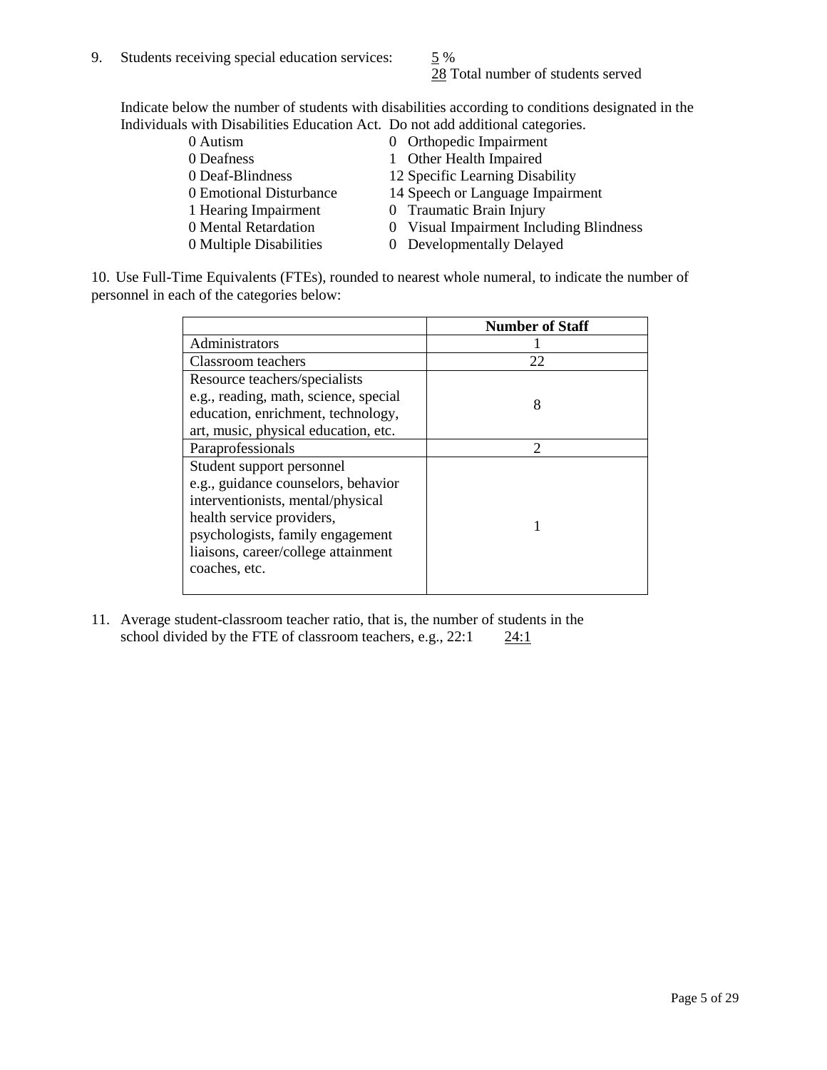9. Students receiving special education services: 5 %
   28 Total number of students served

   Indicate below the number of students with disabilities according to conditions designated in the Individuals with Disabilities Education Act. Do not add additional categories.

| | |
|---|---|
| 0 Autism | 0 Orthopedic Impairment |
| 0 Deafness | 1 Other Health Impaired |
| 0 Deaf-Blindness | 12 Specific Learning Disability |
| 0 Emotional Disturbance | 14 Speech or Language Impairment |
| 1 Hearing Impairment | 0 Traumatic Brain Injury |
| 0 Mental Retardation | 0 Visual Impairment Including Blindness |
| 0 Multiple Disabilities | 0 Developmentally Delayed |

10. Use Full-Time Equivalents (FTEs), rounded to nearest whole numeral, to indicate the number of personnel in each of the categories below:

| | Number of Staff |
|---|---|
| Administrators | 1 |
| Classroom teachers | 22 |
| Resource teachers/specialists e.g., reading, math, science, special education, enrichment, technology, art, music, physical education, etc. | 8 |
| Paraprofessionals | 2 |
| Student support personnel e.g., guidance counselors, behavior interventionists, mental/physical health service providers, psychologists, family engagement liaisons, career/college attainment coaches, etc. | 1 |

11. Average student-classroom teacher ratio, that is, the number of students in the school divided by the FTE of classroom teachers, e.g., 22:1 24:1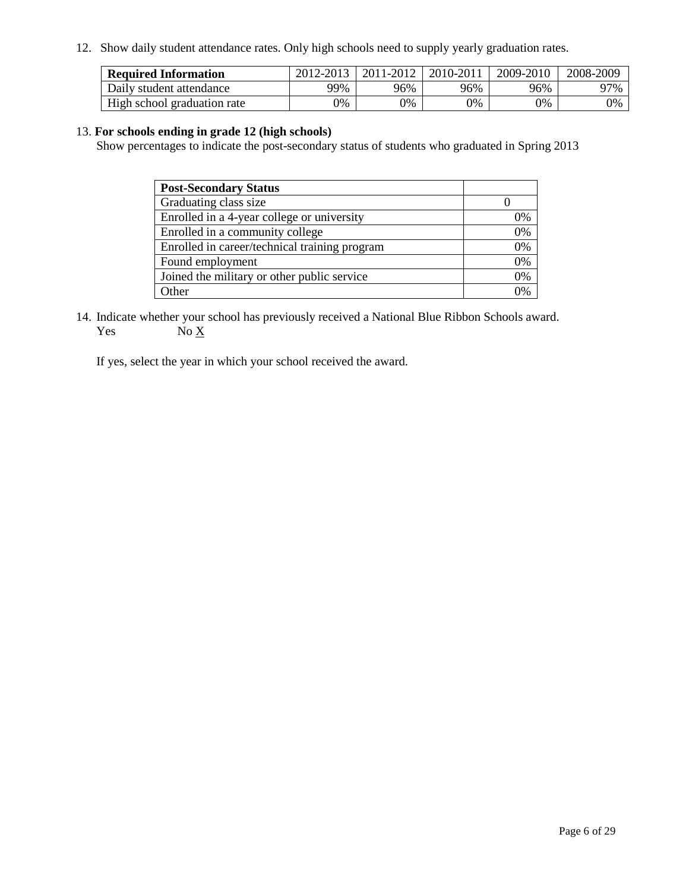12. Show daily student attendance rates. Only high schools need to supply yearly graduation rates.

| **Required Information** | 2012-2013 | 2011-2012 | 2010-2011 | 2009-2010 | 2008-2009 |
|---|---|---|---|---|---|
| Daily student attendance | 99% | 96% | 96% | 96% | 97% |
| High school graduation rate | 0% | 0% | 0% | 0% | 0% |

13. **For schools ending in grade 12 (high schools)**

Show percentages to indicate the post-secondary status of students who graduated in Spring 2013

| **Post-Secondary Status** | |
|---|---|
| Graduating class size | 0 |
| Enrolled in a 4-year college or university | 0% |
| Enrolled in a community college | 0% |
| Enrolled in career/technical training program | 0% |
| Found employment | 0% |
| Joined the military or other public service | 0% |
| Other | 0% |

14. Indicate whether your school has previously received a National Blue Ribbon Schools award.

Yes No X

If yes, select the year in which your school received the award.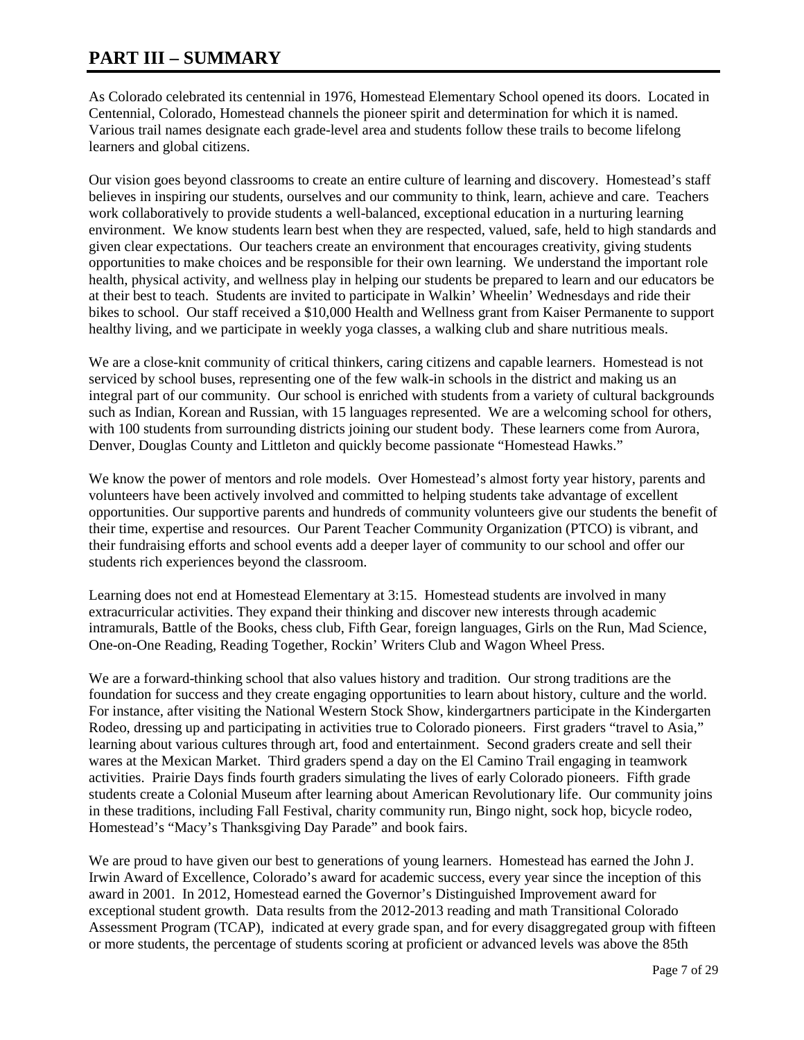# PART III – SUMMARY

As Colorado celebrated its centennial in 1976, Homestead Elementary School opened its doors. Located in Centennial, Colorado, Homestead channels the pioneer spirit and determination for which it is named. Various trail names designate each grade-level area and students follow these trails to become lifelong learners and global citizens.

Our vision goes beyond classrooms to create an entire culture of learning and discovery. Homestead's staff believes in inspiring our students, ourselves and our community to think, learn, achieve and care. Teachers work collaboratively to provide students a well-balanced, exceptional education in a nurturing learning environment. We know students learn best when they are respected, valued, safe, held to high standards and given clear expectations. Our teachers create an environment that encourages creativity, giving students opportunities to make choices and be responsible for their own learning. We understand the important role health, physical activity, and wellness play in helping our students be prepared to learn and our educators be at their best to teach. Students are invited to participate in Walkin' Wheelin' Wednesdays and ride their bikes to school. Our staff received a $10,000 Health and Wellness grant from Kaiser Permanente to support healthy living, and we participate in weekly yoga classes, a walking club and share nutritious meals.

We are a close-knit community of critical thinkers, caring citizens and capable learners. Homestead is not serviced by school buses, representing one of the few walk-in schools in the district and making us an integral part of our community. Our school is enriched with students from a variety of cultural backgrounds such as Indian, Korean and Russian, with 15 languages represented. We are a welcoming school for others, with 100 students from surrounding districts joining our student body. These learners come from Aurora, Denver, Douglas County and Littleton and quickly become passionate "Homestead Hawks."

We know the power of mentors and role models. Over Homestead's almost forty year history, parents and volunteers have been actively involved and committed to helping students take advantage of excellent opportunities. Our supportive parents and hundreds of community volunteers give our students the benefit of their time, expertise and resources. Our Parent Teacher Community Organization (PTCO) is vibrant, and their fundraising efforts and school events add a deeper layer of community to our school and offer our students rich experiences beyond the classroom.

Learning does not end at Homestead Elementary at 3:15. Homestead students are involved in many extracurricular activities. They expand their thinking and discover new interests through academic intramurals, Battle of the Books, chess club, Fifth Gear, foreign languages, Girls on the Run, Mad Science, One-on-One Reading, Reading Together, Rockin' Writers Club and Wagon Wheel Press.

We are a forward-thinking school that also values history and tradition. Our strong traditions are the foundation for success and they create engaging opportunities to learn about history, culture and the world. For instance, after visiting the National Western Stock Show, kindergartners participate in the Kindergarten Rodeo, dressing up and participating in activities true to Colorado pioneers. First graders "travel to Asia," learning about various cultures through art, food and entertainment. Second graders create and sell their wares at the Mexican Market. Third graders spend a day on the El Camino Trail engaging in teamwork activities. Prairie Days finds fourth graders simulating the lives of early Colorado pioneers. Fifth grade students create a Colonial Museum after learning about American Revolutionary life. Our community joins in these traditions, including Fall Festival, charity community run, Bingo night, sock hop, bicycle rodeo, Homestead's "Macy's Thanksgiving Day Parade" and book fairs.

We are proud to have given our best to generations of young learners. Homestead has earned the John J. Irwin Award of Excellence, Colorado's award for academic success, every year since the inception of this award in 2001. In 2012, Homestead earned the Governor's Distinguished Improvement award for exceptional student growth. Data results from the 2012-2013 reading and math Transitional Colorado Assessment Program (TCAP), indicated at every grade span, and for every disaggregated group with fifteen or more students, the percentage of students scoring at proficient or advanced levels was above the 85th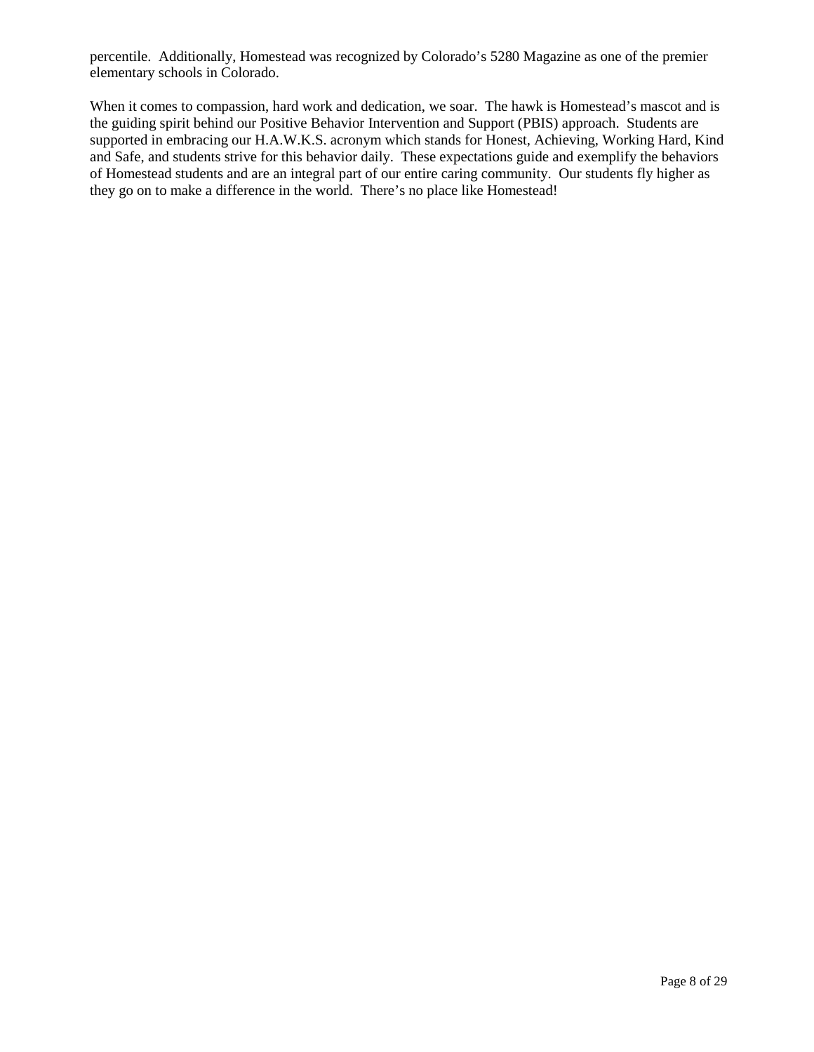percentile. Additionally, Homestead was recognized by Colorado's 5280 Magazine as one of the premier elementary schools in Colorado.

When it comes to compassion, hard work and dedication, we soar. The hawk is Homestead's mascot and is the guiding spirit behind our Positive Behavior Intervention and Support (PBIS) approach. Students are supported in embracing our H.A.W.K.S. acronym which stands for Honest, Achieving, Working Hard, Kind and Safe, and students strive for this behavior daily. These expectations guide and exemplify the behaviors of Homestead students and are an integral part of our entire caring community. Our students fly higher as they go on to make a difference in the world. There's no place like Homestead!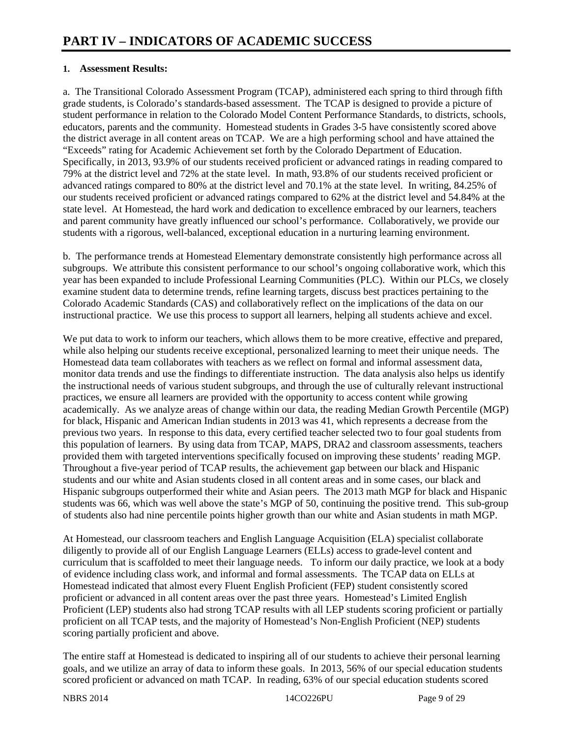# PART IV – INDICATORS OF ACADEMIC SUCCESS

**1. Assessment Results:**

a. The Transitional Colorado Assessment Program (TCAP), administered each spring to third through fifth grade students, is Colorado's standards-based assessment. The TCAP is designed to provide a picture of student performance in relation to the Colorado Model Content Performance Standards, to districts, schools, educators, parents and the community. Homestead students in Grades 3-5 have consistently scored above the district average in all content areas on TCAP. We are a high performing school and have attained the "Exceeds" rating for Academic Achievement set forth by the Colorado Department of Education. Specifically, in 2013, 93.9% of our students received proficient or advanced ratings in reading compared to 79% at the district level and 72% at the state level. In math, 93.8% of our students received proficient or advanced ratings compared to 80% at the district level and 70.1% at the state level. In writing, 84.25% of our students received proficient or advanced ratings compared to 62% at the district level and 54.84% at the state level. At Homestead, the hard work and dedication to excellence embraced by our learners, teachers and parent community have greatly influenced our school's performance. Collaboratively, we provide our students with a rigorous, well-balanced, exceptional education in a nurturing learning environment.

b. The performance trends at Homestead Elementary demonstrate consistently high performance across all subgroups. We attribute this consistent performance to our school's ongoing collaborative work, which this year has been expanded to include Professional Learning Communities (PLC). Within our PLCs, we closely examine student data to determine trends, refine learning targets, discuss best practices pertaining to the Colorado Academic Standards (CAS) and collaboratively reflect on the implications of the data on our instructional practice. We use this process to support all learners, helping all students achieve and excel.

We put data to work to inform our teachers, which allows them to be more creative, effective and prepared, while also helping our students receive exceptional, personalized learning to meet their unique needs. The Homestead data team collaborates with teachers as we reflect on formal and informal assessment data, monitor data trends and use the findings to differentiate instruction. The data analysis also helps us identify the instructional needs of various student subgroups, and through the use of culturally relevant instructional practices, we ensure all learners are provided with the opportunity to access content while growing academically. As we analyze areas of change within our data, the reading Median Growth Percentile (MGP) for black, Hispanic and American Indian students in 2013 was 41, which represents a decrease from the previous two years. In response to this data, every certified teacher selected two to four goal students from this population of learners. By using data from TCAP, MAPS, DRA2 and classroom assessments, teachers provided them with targeted interventions specifically focused on improving these students' reading MGP. Throughout a five-year period of TCAP results, the achievement gap between our black and Hispanic students and our white and Asian students closed in all content areas and in some cases, our black and Hispanic subgroups outperformed their white and Asian peers. The 2013 math MGP for black and Hispanic students was 66, which was well above the state's MGP of 50, continuing the positive trend. This sub-group of students also had nine percentile points higher growth than our white and Asian students in math MGP.

At Homestead, our classroom teachers and English Language Acquisition (ELA) specialist collaborate diligently to provide all of our English Language Learners (ELLs) access to grade-level content and curriculum that is scaffolded to meet their language needs. To inform our daily practice, we look at a body of evidence including class work, and informal and formal assessments. The TCAP data on ELLs at Homestead indicated that almost every Fluent English Proficient (FEP) student consistently scored proficient or advanced in all content areas over the past three years. Homestead's Limited English Proficient (LEP) students also had strong TCAP results with all LEP students scoring proficient or partially proficient on all TCAP tests, and the majority of Homestead's Non-English Proficient (NEP) students scoring partially proficient and above.

The entire staff at Homestead is dedicated to inspiring all of our students to achieve their personal learning goals, and we utilize an array of data to inform these goals. In 2013, 56% of our special education students scored proficient or advanced on math TCAP. In reading, 63% of our special education students scored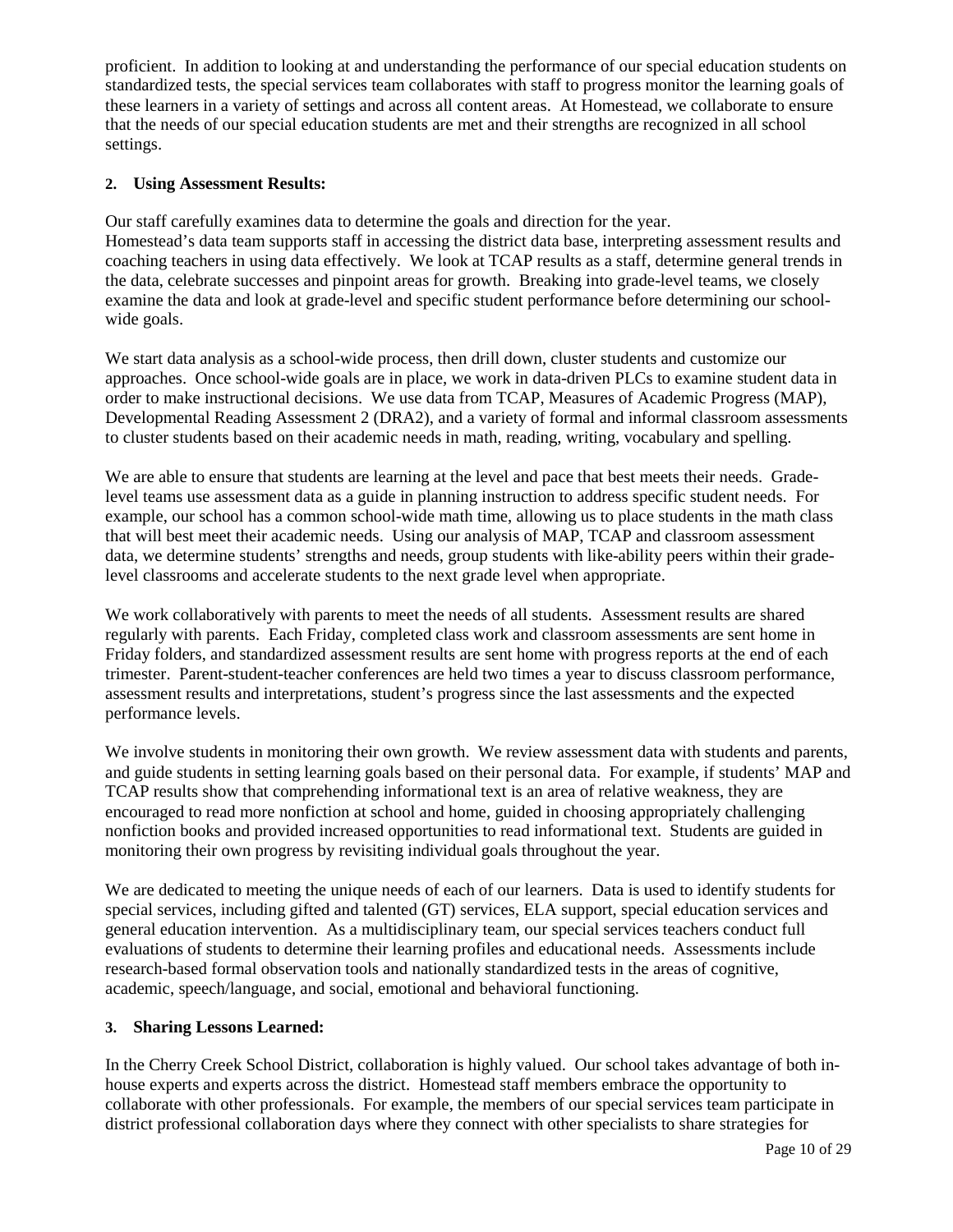proficient. In addition to looking at and understanding the performance of our special education students on standardized tests, the special services team collaborates with staff to progress monitor the learning goals of these learners in a variety of settings and across all content areas. At Homestead, we collaborate to ensure that the needs of our special education students are met and their strengths are recognized in all school settings.

**2. Using Assessment Results:**

Our staff carefully examines data to determine the goals and direction for the year.
Homestead's data team supports staff in accessing the district data base, interpreting assessment results and coaching teachers in using data effectively. We look at TCAP results as a staff, determine general trends in the data, celebrate successes and pinpoint areas for growth. Breaking into grade-level teams, we closely examine the data and look at grade-level and specific student performance before determining our school-wide goals.

We start data analysis as a school-wide process, then drill down, cluster students and customize our approaches. Once school-wide goals are in place, we work in data-driven PLCs to examine student data in order to make instructional decisions. We use data from TCAP, Measures of Academic Progress (MAP), Developmental Reading Assessment 2 (DRA2), and a variety of formal and informal classroom assessments to cluster students based on their academic needs in math, reading, writing, vocabulary and spelling.

We are able to ensure that students are learning at the level and pace that best meets their needs. Grade-level teams use assessment data as a guide in planning instruction to address specific student needs. For example, our school has a common school-wide math time, allowing us to place students in the math class that will best meet their academic needs. Using our analysis of MAP, TCAP and classroom assessment data, we determine students' strengths and needs, group students with like-ability peers within their grade-level classrooms and accelerate students to the next grade level when appropriate.

We work collaboratively with parents to meet the needs of all students. Assessment results are shared regularly with parents. Each Friday, completed class work and classroom assessments are sent home in Friday folders, and standardized assessment results are sent home with progress reports at the end of each trimester. Parent-student-teacher conferences are held two times a year to discuss classroom performance, assessment results and interpretations, student's progress since the last assessments and the expected performance levels.

We involve students in monitoring their own growth. We review assessment data with students and parents, and guide students in setting learning goals based on their personal data. For example, if students' MAP and TCAP results show that comprehending informational text is an area of relative weakness, they are encouraged to read more nonfiction at school and home, guided in choosing appropriately challenging nonfiction books and provided increased opportunities to read informational text. Students are guided in monitoring their own progress by revisiting individual goals throughout the year.

We are dedicated to meeting the unique needs of each of our learners. Data is used to identify students for special services, including gifted and talented (GT) services, ELA support, special education services and general education intervention. As a multidisciplinary team, our special services teachers conduct full evaluations of students to determine their learning profiles and educational needs. Assessments include research-based formal observation tools and nationally standardized tests in the areas of cognitive, academic, speech/language, and social, emotional and behavioral functioning.

**3. Sharing Lessons Learned:**

In the Cherry Creek School District, collaboration is highly valued. Our school takes advantage of both in-house experts and experts across the district. Homestead staff members embrace the opportunity to collaborate with other professionals. For example, the members of our special services team participate in district professional collaboration days where they connect with other specialists to share strategies for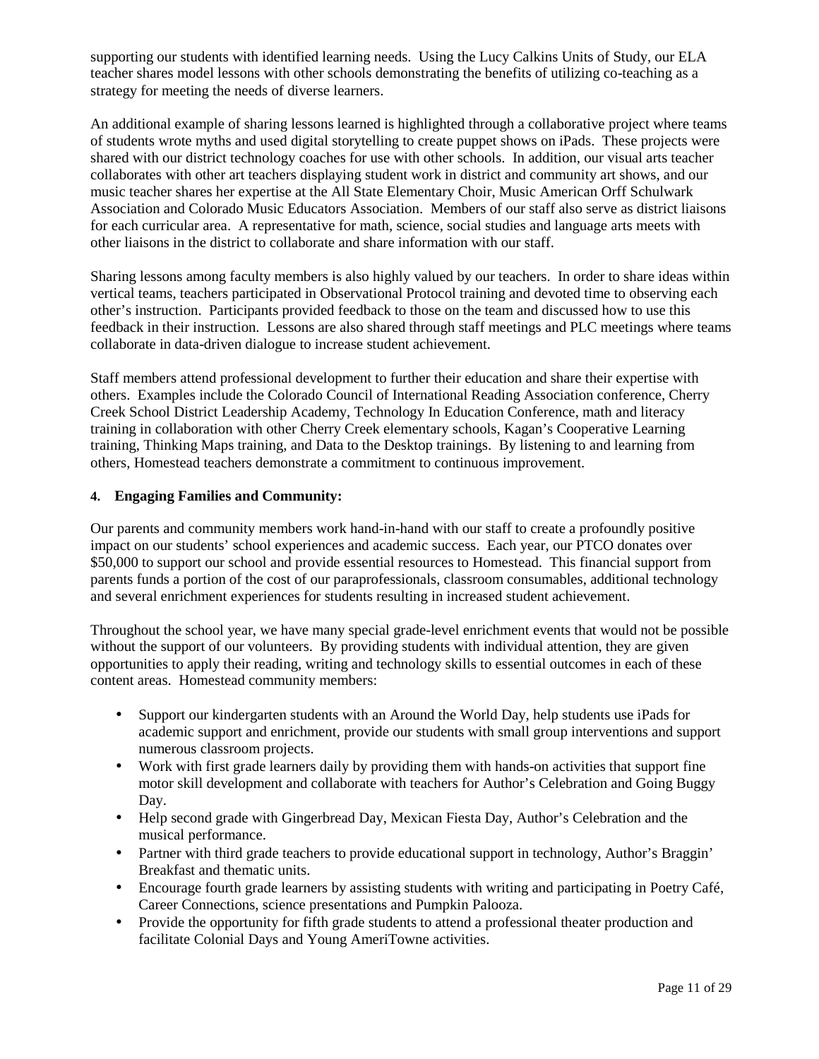supporting our students with identified learning needs. Using the Lucy Calkins Units of Study, our ELA teacher shares model lessons with other schools demonstrating the benefits of utilizing co-teaching as a strategy for meeting the needs of diverse learners.

An additional example of sharing lessons learned is highlighted through a collaborative project where teams of students wrote myths and used digital storytelling to create puppet shows on iPads. These projects were shared with our district technology coaches for use with other schools. In addition, our visual arts teacher collaborates with other art teachers displaying student work in district and community art shows, and our music teacher shares her expertise at the All State Elementary Choir, Music American Orff Schulwark Association and Colorado Music Educators Association. Members of our staff also serve as district liaisons for each curricular area. A representative for math, science, social studies and language arts meets with other liaisons in the district to collaborate and share information with our staff.

Sharing lessons among faculty members is also highly valued by our teachers. In order to share ideas within vertical teams, teachers participated in Observational Protocol training and devoted time to observing each other's instruction. Participants provided feedback to those on the team and discussed how to use this feedback in their instruction. Lessons are also shared through staff meetings and PLC meetings where teams collaborate in data-driven dialogue to increase student achievement.

Staff members attend professional development to further their education and share their expertise with others. Examples include the Colorado Council of International Reading Association conference, Cherry Creek School District Leadership Academy, Technology In Education Conference, math and literacy training in collaboration with other Cherry Creek elementary schools, Kagan's Cooperative Learning training, Thinking Maps training, and Data to the Desktop trainings. By listening to and learning from others, Homestead teachers demonstrate a commitment to continuous improvement.

**4. Engaging Families and Community:**

Our parents and community members work hand-in-hand with our staff to create a profoundly positive impact on our students' school experiences and academic success. Each year, our PTCO donates over $50,000 to support our school and provide essential resources to Homestead. This financial support from parents funds a portion of the cost of our paraprofessionals, classroom consumables, additional technology and several enrichment experiences for students resulting in increased student achievement.

Throughout the school year, we have many special grade-level enrichment events that would not be possible without the support of our volunteers. By providing students with individual attention, they are given opportunities to apply their reading, writing and technology skills to essential outcomes in each of these content areas. Homestead community members:

- Support our kindergarten students with an Around the World Day, help students use iPads for academic support and enrichment, provide our students with small group interventions and support numerous classroom projects.
- Work with first grade learners daily by providing them with hands-on activities that support fine motor skill development and collaborate with teachers for Author's Celebration and Going Buggy Day.
- Help second grade with Gingerbread Day, Mexican Fiesta Day, Author's Celebration and the musical performance.
- Partner with third grade teachers to provide educational support in technology, Author's Braggin' Breakfast and thematic units.
- Encourage fourth grade learners by assisting students with writing and participating in Poetry Café, Career Connections, science presentations and Pumpkin Palooza.
- Provide the opportunity for fifth grade students to attend a professional theater production and facilitate Colonial Days and Young AmeriTowne activities.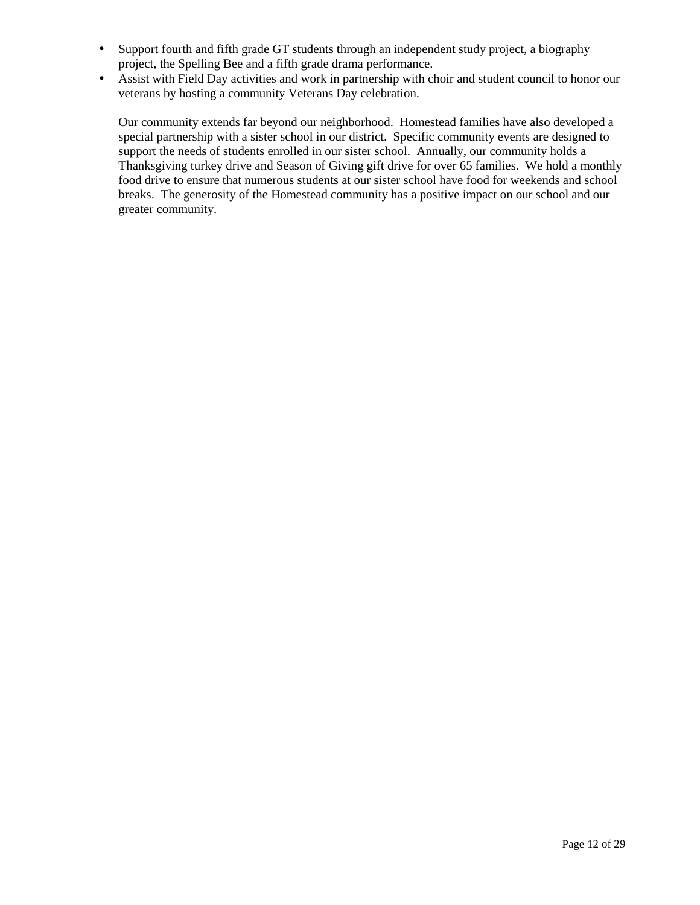- Support fourth and fifth grade GT students through an independent study project, a biography project, the Spelling Bee and a fifth grade drama performance.
- Assist with Field Day activities and work in partnership with choir and student council to honor our veterans by hosting a community Veterans Day celebration.

Our community extends far beyond our neighborhood. Homestead families have also developed a special partnership with a sister school in our district. Specific community events are designed to support the needs of students enrolled in our sister school. Annually, our community holds a Thanksgiving turkey drive and Season of Giving gift drive for over 65 families. We hold a monthly food drive to ensure that numerous students at our sister school have food for weekends and school breaks. The generosity of the Homestead community has a positive impact on our school and our greater community.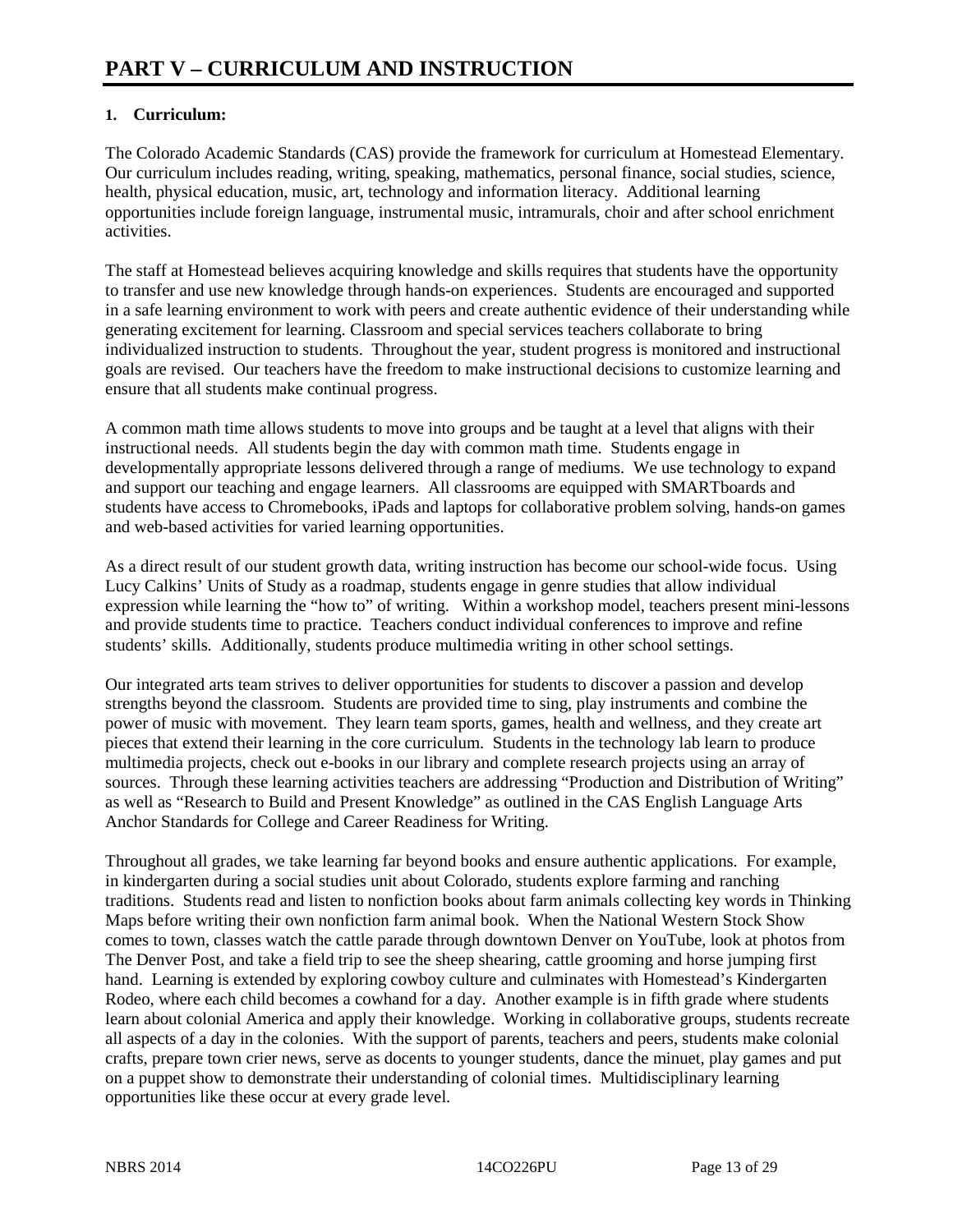# PART V – CURRICULUM AND INSTRUCTION

**1. Curriculum:**

The Colorado Academic Standards (CAS) provide the framework for curriculum at Homestead Elementary. Our curriculum includes reading, writing, speaking, mathematics, personal finance, social studies, science, health, physical education, music, art, technology and information literacy. Additional learning opportunities include foreign language, instrumental music, intramurals, choir and after school enrichment activities.

The staff at Homestead believes acquiring knowledge and skills requires that students have the opportunity to transfer and use new knowledge through hands-on experiences. Students are encouraged and supported in a safe learning environment to work with peers and create authentic evidence of their understanding while generating excitement for learning. Classroom and special services teachers collaborate to bring individualized instruction to students. Throughout the year, student progress is monitored and instructional goals are revised. Our teachers have the freedom to make instructional decisions to customize learning and ensure that all students make continual progress.

A common math time allows students to move into groups and be taught at a level that aligns with their instructional needs. All students begin the day with common math time. Students engage in developmentally appropriate lessons delivered through a range of mediums. We use technology to expand and support our teaching and engage learners. All classrooms are equipped with SMARTboards and students have access to Chromebooks, iPads and laptops for collaborative problem solving, hands-on games and web-based activities for varied learning opportunities.

As a direct result of our student growth data, writing instruction has become our school-wide focus. Using Lucy Calkins' Units of Study as a roadmap, students engage in genre studies that allow individual expression while learning the "how to" of writing. Within a workshop model, teachers present mini-lessons and provide students time to practice. Teachers conduct individual conferences to improve and refine students' skills. Additionally, students produce multimedia writing in other school settings.

Our integrated arts team strives to deliver opportunities for students to discover a passion and develop strengths beyond the classroom. Students are provided time to sing, play instruments and combine the power of music with movement. They learn team sports, games, health and wellness, and they create art pieces that extend their learning in the core curriculum. Students in the technology lab learn to produce multimedia projects, check out e-books in our library and complete research projects using an array of sources. Through these learning activities teachers are addressing "Production and Distribution of Writing" as well as "Research to Build and Present Knowledge" as outlined in the CAS English Language Arts Anchor Standards for College and Career Readiness for Writing.

Throughout all grades, we take learning far beyond books and ensure authentic applications. For example, in kindergarten during a social studies unit about Colorado, students explore farming and ranching traditions. Students read and listen to nonfiction books about farm animals collecting key words in Thinking Maps before writing their own nonfiction farm animal book. When the National Western Stock Show comes to town, classes watch the cattle parade through downtown Denver on YouTube, look at photos from The Denver Post, and take a field trip to see the sheep shearing, cattle grooming and horse jumping first hand. Learning is extended by exploring cowboy culture and culminates with Homestead's Kindergarten Rodeo, where each child becomes a cowhand for a day. Another example is in fifth grade where students learn about colonial America and apply their knowledge. Working in collaborative groups, students recreate all aspects of a day in the colonies. With the support of parents, teachers and peers, students make colonial crafts, prepare town crier news, serve as docents to younger students, dance the minuet, play games and put on a puppet show to demonstrate their understanding of colonial times. Multidisciplinary learning opportunities like these occur at every grade level.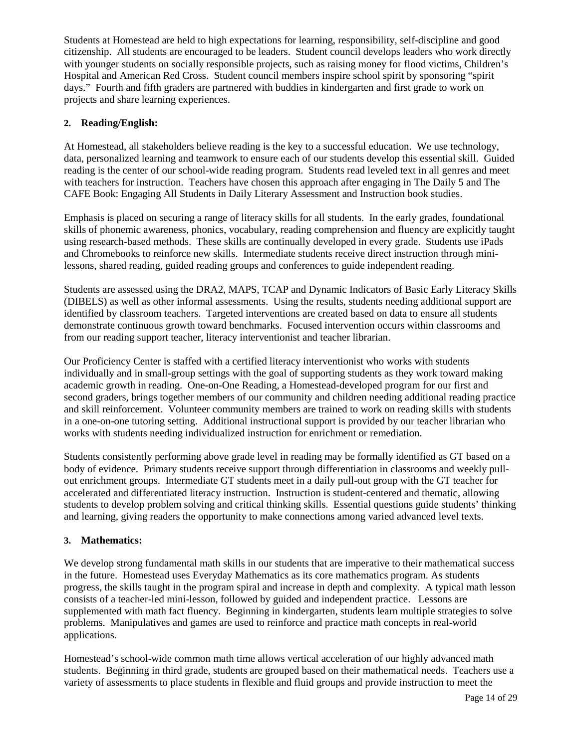Students at Homestead are held to high expectations for learning, responsibility, self-discipline and good citizenship. All students are encouraged to be leaders. Student council develops leaders who work directly with younger students on socially responsible projects, such as raising money for flood victims, Children's Hospital and American Red Cross. Student council members inspire school spirit by sponsoring "spirit days." Fourth and fifth graders are partnered with buddies in kindergarten and first grade to work on projects and share learning experiences.

**2. Reading/English:**

At Homestead, all stakeholders believe reading is the key to a successful education. We use technology, data, personalized learning and teamwork to ensure each of our students develop this essential skill. Guided reading is the center of our school-wide reading program. Students read leveled text in all genres and meet with teachers for instruction. Teachers have chosen this approach after engaging in The Daily 5 and The CAFE Book: Engaging All Students in Daily Literary Assessment and Instruction book studies.

Emphasis is placed on securing a range of literacy skills for all students. In the early grades, foundational skills of phonemic awareness, phonics, vocabulary, reading comprehension and fluency are explicitly taught using research-based methods. These skills are continually developed in every grade. Students use iPads and Chromebooks to reinforce new skills. Intermediate students receive direct instruction through mini-lessons, shared reading, guided reading groups and conferences to guide independent reading.

Students are assessed using the DRA2, MAPS, TCAP and Dynamic Indicators of Basic Early Literacy Skills (DIBELS) as well as other informal assessments. Using the results, students needing additional support are identified by classroom teachers. Targeted interventions are created based on data to ensure all students demonstrate continuous growth toward benchmarks. Focused intervention occurs within classrooms and from our reading support teacher, literacy interventionist and teacher librarian.

Our Proficiency Center is staffed with a certified literacy interventionist who works with students individually and in small-group settings with the goal of supporting students as they work toward making academic growth in reading. One-on-One Reading, a Homestead-developed program for our first and second graders, brings together members of our community and children needing additional reading practice and skill reinforcement. Volunteer community members are trained to work on reading skills with students in a one-on-one tutoring setting. Additional instructional support is provided by our teacher librarian who works with students needing individualized instruction for enrichment or remediation.

Students consistently performing above grade level in reading may be formally identified as GT based on a body of evidence. Primary students receive support through differentiation in classrooms and weekly pull-out enrichment groups. Intermediate GT students meet in a daily pull-out group with the GT teacher for accelerated and differentiated literacy instruction. Instruction is student-centered and thematic, allowing students to develop problem solving and critical thinking skills. Essential questions guide students' thinking and learning, giving readers the opportunity to make connections among varied advanced level texts.

**3. Mathematics:**

We develop strong fundamental math skills in our students that are imperative to their mathematical success in the future. Homestead uses Everyday Mathematics as its core mathematics program. As students progress, the skills taught in the program spiral and increase in depth and complexity. A typical math lesson consists of a teacher-led mini-lesson, followed by guided and independent practice. Lessons are supplemented with math fact fluency. Beginning in kindergarten, students learn multiple strategies to solve problems. Manipulatives and games are used to reinforce and practice math concepts in real-world applications.

Homestead's school-wide common math time allows vertical acceleration of our highly advanced math students. Beginning in third grade, students are grouped based on their mathematical needs. Teachers use a variety of assessments to place students in flexible and fluid groups and provide instruction to meet the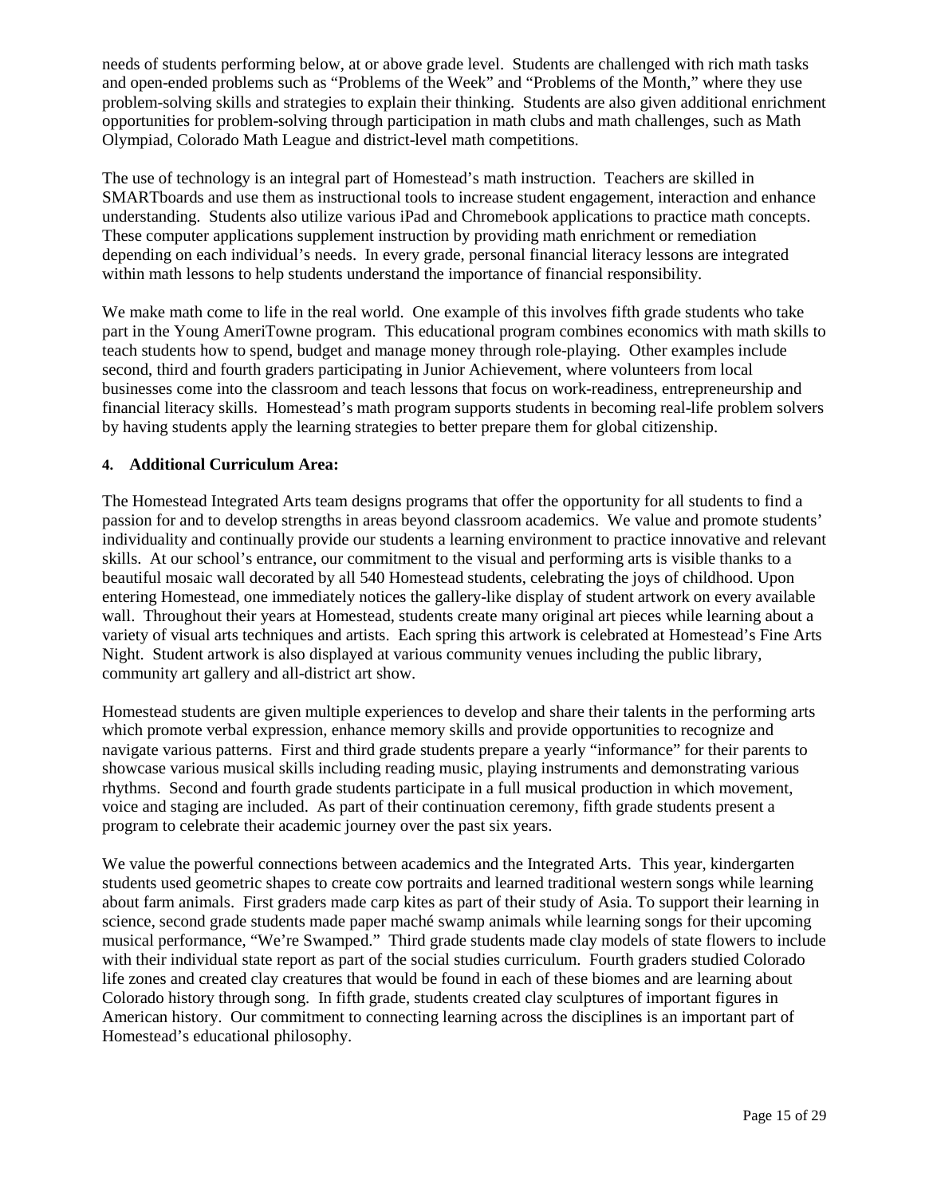needs of students performing below, at or above grade level. Students are challenged with rich math tasks and open-ended problems such as "Problems of the Week" and "Problems of the Month," where they use problem-solving skills and strategies to explain their thinking. Students are also given additional enrichment opportunities for problem-solving through participation in math clubs and math challenges, such as Math Olympiad, Colorado Math League and district-level math competitions.

The use of technology is an integral part of Homestead's math instruction. Teachers are skilled in SMARTboards and use them as instructional tools to increase student engagement, interaction and enhance understanding. Students also utilize various iPad and Chromebook applications to practice math concepts. These computer applications supplement instruction by providing math enrichment or remediation depending on each individual's needs. In every grade, personal financial literacy lessons are integrated within math lessons to help students understand the importance of financial responsibility.

We make math come to life in the real world. One example of this involves fifth grade students who take part in the Young AmeriTowne program. This educational program combines economics with math skills to teach students how to spend, budget and manage money through role-playing. Other examples include second, third and fourth graders participating in Junior Achievement, where volunteers from local businesses come into the classroom and teach lessons that focus on work-readiness, entrepreneurship and financial literacy skills. Homestead's math program supports students in becoming real-life problem solvers by having students apply the learning strategies to better prepare them for global citizenship.

**4. Additional Curriculum Area:**

The Homestead Integrated Arts team designs programs that offer the opportunity for all students to find a passion for and to develop strengths in areas beyond classroom academics. We value and promote students' individuality and continually provide our students a learning environment to practice innovative and relevant skills. At our school's entrance, our commitment to the visual and performing arts is visible thanks to a beautiful mosaic wall decorated by all 540 Homestead students, celebrating the joys of childhood. Upon entering Homestead, one immediately notices the gallery-like display of student artwork on every available wall. Throughout their years at Homestead, students create many original art pieces while learning about a variety of visual arts techniques and artists. Each spring this artwork is celebrated at Homestead's Fine Arts Night. Student artwork is also displayed at various community venues including the public library, community art gallery and all-district art show.

Homestead students are given multiple experiences to develop and share their talents in the performing arts which promote verbal expression, enhance memory skills and provide opportunities to recognize and navigate various patterns. First and third grade students prepare a yearly "informance" for their parents to showcase various musical skills including reading music, playing instruments and demonstrating various rhythms. Second and fourth grade students participate in a full musical production in which movement, voice and staging are included. As part of their continuation ceremony, fifth grade students present a program to celebrate their academic journey over the past six years.

We value the powerful connections between academics and the Integrated Arts. This year, kindergarten students used geometric shapes to create cow portraits and learned traditional western songs while learning about farm animals. First graders made carp kites as part of their study of Asia. To support their learning in science, second grade students made paper maché swamp animals while learning songs for their upcoming musical performance, "We're Swamped." Third grade students made clay models of state flowers to include with their individual state report as part of the social studies curriculum. Fourth graders studied Colorado life zones and created clay creatures that would be found in each of these biomes and are learning about Colorado history through song. In fifth grade, students created clay sculptures of important figures in American history. Our commitment to connecting learning across the disciplines is an important part of Homestead's educational philosophy.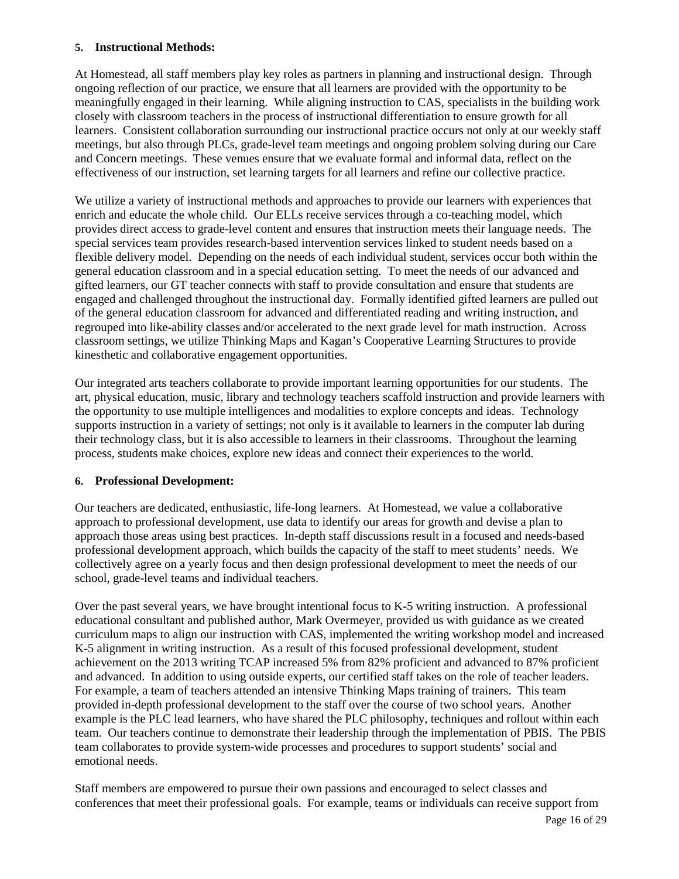**5. Instructional Methods:**

At Homestead, all staff members play key roles as partners in planning and instructional design. Through ongoing reflection of our practice, we ensure that all learners are provided with the opportunity to be meaningfully engaged in their learning. While aligning instruction to CAS, specialists in the building work closely with classroom teachers in the process of instructional differentiation to ensure growth for all learners. Consistent collaboration surrounding our instructional practice occurs not only at our weekly staff meetings, but also through PLCs, grade-level team meetings and ongoing problem solving during our Care and Concern meetings. These venues ensure that we evaluate formal and informal data, reflect on the effectiveness of our instruction, set learning targets for all learners and refine our collective practice.

We utilize a variety of instructional methods and approaches to provide our learners with experiences that enrich and educate the whole child. Our ELLs receive services through a co-teaching model, which provides direct access to grade-level content and ensures that instruction meets their language needs. The special services team provides research-based intervention services linked to student needs based on a flexible delivery model. Depending on the needs of each individual student, services occur both within the general education classroom and in a special education setting. To meet the needs of our advanced and gifted learners, our GT teacher connects with staff to provide consultation and ensure that students are engaged and challenged throughout the instructional day. Formally identified gifted learners are pulled out of the general education classroom for advanced and differentiated reading and writing instruction, and regrouped into like-ability classes and/or accelerated to the next grade level for math instruction. Across classroom settings, we utilize Thinking Maps and Kagan's Cooperative Learning Structures to provide kinesthetic and collaborative engagement opportunities.

Our integrated arts teachers collaborate to provide important learning opportunities for our students. The art, physical education, music, library and technology teachers scaffold instruction and provide learners with the opportunity to use multiple intelligences and modalities to explore concepts and ideas. Technology supports instruction in a variety of settings; not only is it available to learners in the computer lab during their technology class, but it is also accessible to learners in their classrooms. Throughout the learning process, students make choices, explore new ideas and connect their experiences to the world.

**6. Professional Development:**

Our teachers are dedicated, enthusiastic, life-long learners. At Homestead, we value a collaborative approach to professional development, use data to identify our areas for growth and devise a plan to approach those areas using best practices. In-depth staff discussions result in a focused and needs-based professional development approach, which builds the capacity of the staff to meet students' needs. We collectively agree on a yearly focus and then design professional development to meet the needs of our school, grade-level teams and individual teachers.

Over the past several years, we have brought intentional focus to K-5 writing instruction. A professional educational consultant and published author, Mark Overmeyer, provided us with guidance as we created curriculum maps to align our instruction with CAS, implemented the writing workshop model and increased K-5 alignment in writing instruction. As a result of this focused professional development, student achievement on the 2013 writing TCAP increased 5% from 82% proficient and advanced to 87% proficient and advanced. In addition to using outside experts, our certified staff takes on the role of teacher leaders. For example, a team of teachers attended an intensive Thinking Maps training of trainers. This team provided in-depth professional development to the staff over the course of two school years. Another example is the PLC lead learners, who have shared the PLC philosophy, techniques and rollout within each team. Our teachers continue to demonstrate their leadership through the implementation of PBIS. The PBIS team collaborates to provide system-wide processes and procedures to support students' social and emotional needs.

Staff members are empowered to pursue their own passions and encouraged to select classes and conferences that meet their professional goals. For example, teams or individuals can receive support from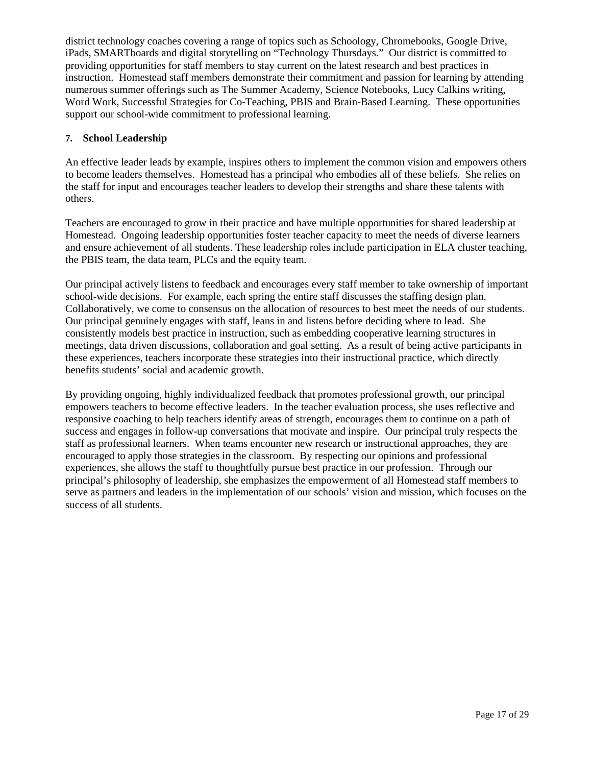district technology coaches covering a range of topics such as Schoology, Chromebooks, Google Drive, iPads, SMARTboards and digital storytelling on "Technology Thursdays." Our district is committed to providing opportunities for staff members to stay current on the latest research and best practices in instruction. Homestead staff members demonstrate their commitment and passion for learning by attending numerous summer offerings such as The Summer Academy, Science Notebooks, Lucy Calkins writing, Word Work, Successful Strategies for Co-Teaching, PBIS and Brain-Based Learning. These opportunities support our school-wide commitment to professional learning.

**7. School Leadership**

An effective leader leads by example, inspires others to implement the common vision and empowers others to become leaders themselves. Homestead has a principal who embodies all of these beliefs. She relies on the staff for input and encourages teacher leaders to develop their strengths and share these talents with others.

Teachers are encouraged to grow in their practice and have multiple opportunities for shared leadership at Homestead. Ongoing leadership opportunities foster teacher capacity to meet the needs of diverse learners and ensure achievement of all students. These leadership roles include participation in ELA cluster teaching, the PBIS team, the data team, PLCs and the equity team.

Our principal actively listens to feedback and encourages every staff member to take ownership of important school-wide decisions. For example, each spring the entire staff discusses the staffing design plan. Collaboratively, we come to consensus on the allocation of resources to best meet the needs of our students. Our principal genuinely engages with staff, leans in and listens before deciding where to lead. She consistently models best practice in instruction, such as embedding cooperative learning structures in meetings, data driven discussions, collaboration and goal setting. As a result of being active participants in these experiences, teachers incorporate these strategies into their instructional practice, which directly benefits students' social and academic growth.

By providing ongoing, highly individualized feedback that promotes professional growth, our principal empowers teachers to become effective leaders. In the teacher evaluation process, she uses reflective and responsive coaching to help teachers identify areas of strength, encourages them to continue on a path of success and engages in follow-up conversations that motivate and inspire. Our principal truly respects the staff as professional learners. When teams encounter new research or instructional approaches, they are encouraged to apply those strategies in the classroom. By respecting our opinions and professional experiences, she allows the staff to thoughtfully pursue best practice in our profession. Through our principal's philosophy of leadership, she emphasizes the empowerment of all Homestead staff members to serve as partners and leaders in the implementation of our schools' vision and mission, which focuses on the success of all students.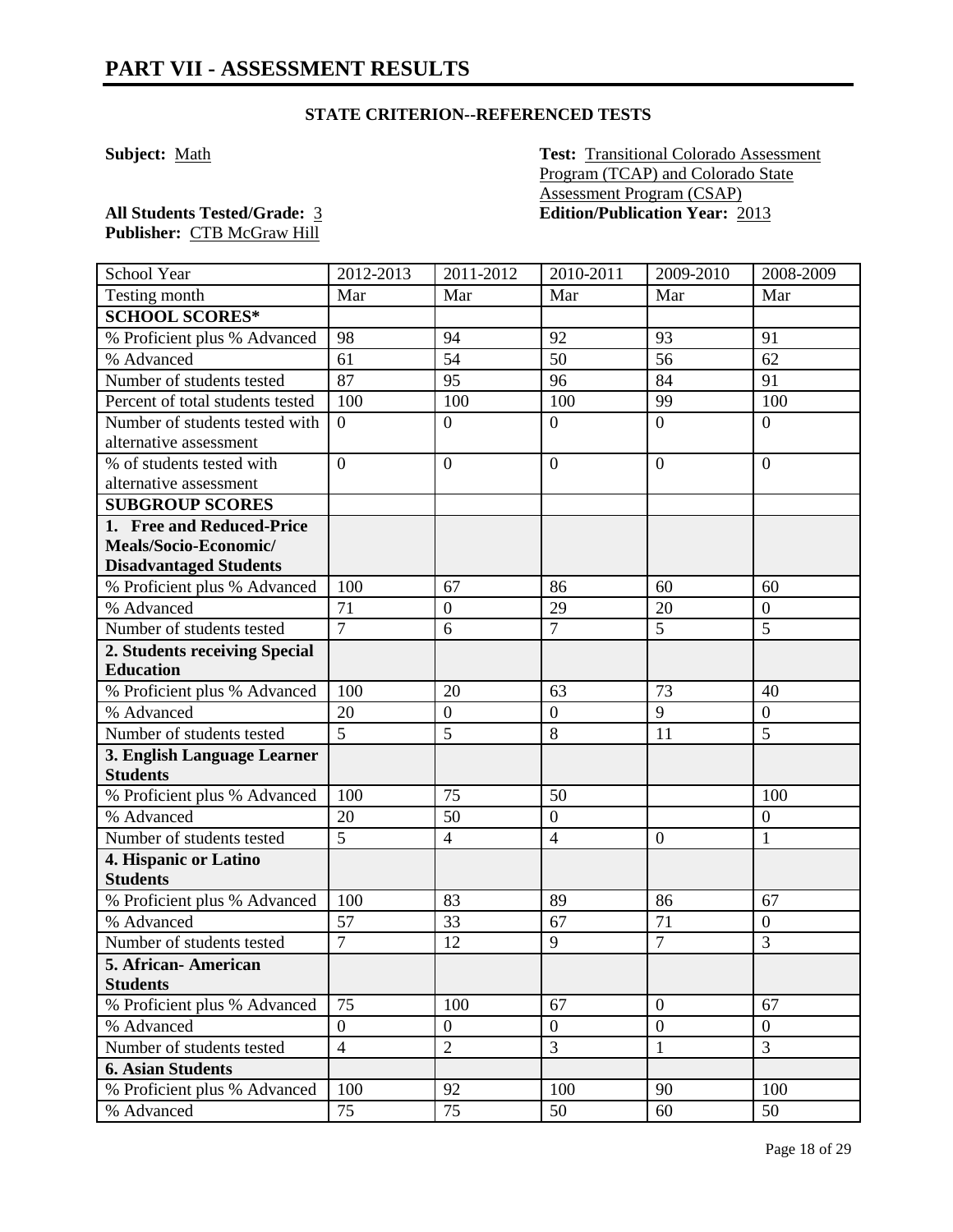# PART VII - ASSESSMENT RESULTS

### STATE CRITERION--REFERENCED TESTS

**Subject:** Math

**Test:** Transitional Colorado Assessment Program (TCAP) and Colorado State Assessment Program (CSAP)

**All Students Tested/Grade:** 3

**Edition/Publication Year:** 2013

**Publisher:** CTB McGraw Hill

| School Year | 2012-2013 | 2011-2012 | 2010-2011 | 2009-2010 | 2008-2009 |
|---|---|---|---|---|---|
| Testing month | Mar | Mar | Mar | Mar | Mar |
| **SCHOOL SCORES*** | | | | | |
| % Proficient plus % Advanced | 98 | 94 | 92 | 93 | 91 |
| % Advanced | 61 | 54 | 50 | 56 | 62 |
| Number of students tested | 87 | 95 | 96 | 84 | 91 |
| Percent of total students tested | 100 | 100 | 100 | 99 | 100 |
| Number of students tested with alternative assessment | 0 | 0 | 0 | 0 | 0 |
| % of students tested with alternative assessment | 0 | 0 | 0 | 0 | 0 |
| **SUBGROUP SCORES** | | | | | |
| **1. Free and Reduced-Price Meals/Socio-Economic/ Disadvantaged Students** | | | | | |
| % Proficient plus % Advanced | 100 | 67 | 86 | 60 | 60 |
| % Advanced | 71 | 0 | 29 | 20 | 0 |
| Number of students tested | 7 | 6 | 7 | 5 | 5 |
| **2. Students receiving Special Education** | | | | | |
| % Proficient plus % Advanced | 100 | 20 | 63 | 73 | 40 |
| % Advanced | 20 | 0 | 0 | 9 | 0 |
| Number of students tested | 5 | 5 | 8 | 11 | 5 |
| **3. English Language Learner Students** | | | | | |
| % Proficient plus % Advanced | 100 | 75 | 50 | | 100 |
| % Advanced | 20 | 50 | 0 | | 0 |
| Number of students tested | 5 | 4 | 4 | 0 | 1 |
| **4. Hispanic or Latino Students** | | | | | |
| % Proficient plus % Advanced | 100 | 83 | 89 | 86 | 67 |
| % Advanced | 57 | 33 | 67 | 71 | 0 |
| Number of students tested | 7 | 12 | 9 | 7 | 3 |
| **5. African- American Students** | | | | | |
| % Proficient plus % Advanced | 75 | 100 | 67 | 0 | 67 |
| % Advanced | 0 | 0 | 0 | 0 | 0 |
| Number of students tested | 4 | 2 | 3 | 1 | 3 |
| **6. Asian Students** | | | | | |
| % Proficient plus % Advanced | 100 | 92 | 100 | 90 | 100 |
| % Advanced | 75 | 75 | 50 | 60 | 50 |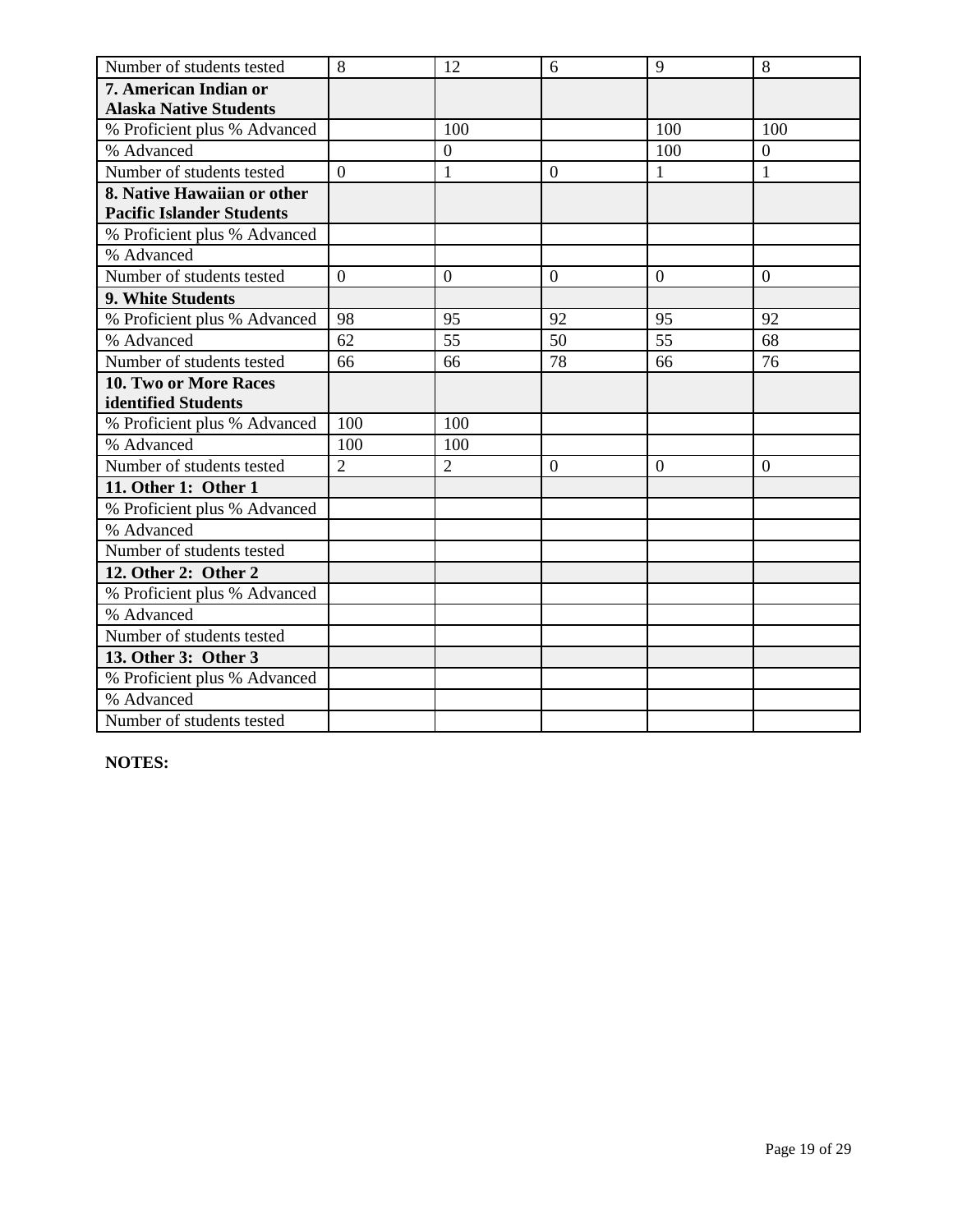| Number of students tested | 8 | 12 | 6 | 9 | 8 |
|---|---|---|---|---|---|
| **7. American Indian or Alaska Native Students** | | | | | |
| % Proficient plus % Advanced | | 100 | | 100 | 100 |
| % Advanced | | 0 | | 100 | 0 |
| Number of students tested | 0 | 1 | 0 | 1 | 1 |
| **8. Native Hawaiian or other Pacific Islander Students** | | | | | |
| % Proficient plus % Advanced | | | | | |
| % Advanced | | | | | |
| Number of students tested | 0 | 0 | 0 | 0 | 0 |
| **9. White Students** | | | | | |
| % Proficient plus % Advanced | 98 | 95 | 92 | 95 | 92 |
| % Advanced | 62 | 55 | 50 | 55 | 68 |
| Number of students tested | 66 | 66 | 78 | 66 | 76 |
| **10. Two or More Races identified Students** | | | | | |
| % Proficient plus % Advanced | 100 | 100 | | | |
| % Advanced | 100 | 100 | | | |
| Number of students tested | 2 | 2 | 0 | 0 | 0 |
| **11. Other 1: Other 1** | | | | | |
| % Proficient plus % Advanced | | | | | |
| % Advanced | | | | | |
| Number of students tested | | | | | |
| **12. Other 2: Other 2** | | | | | |
| % Proficient plus % Advanced | | | | | |
| % Advanced | | | | | |
| Number of students tested | | | | | |
| **13. Other 3: Other 3** | | | | | |
| % Proficient plus % Advanced | | | | | |
| % Advanced | | | | | |
| Number of students tested | | | | | |

**NOTES:**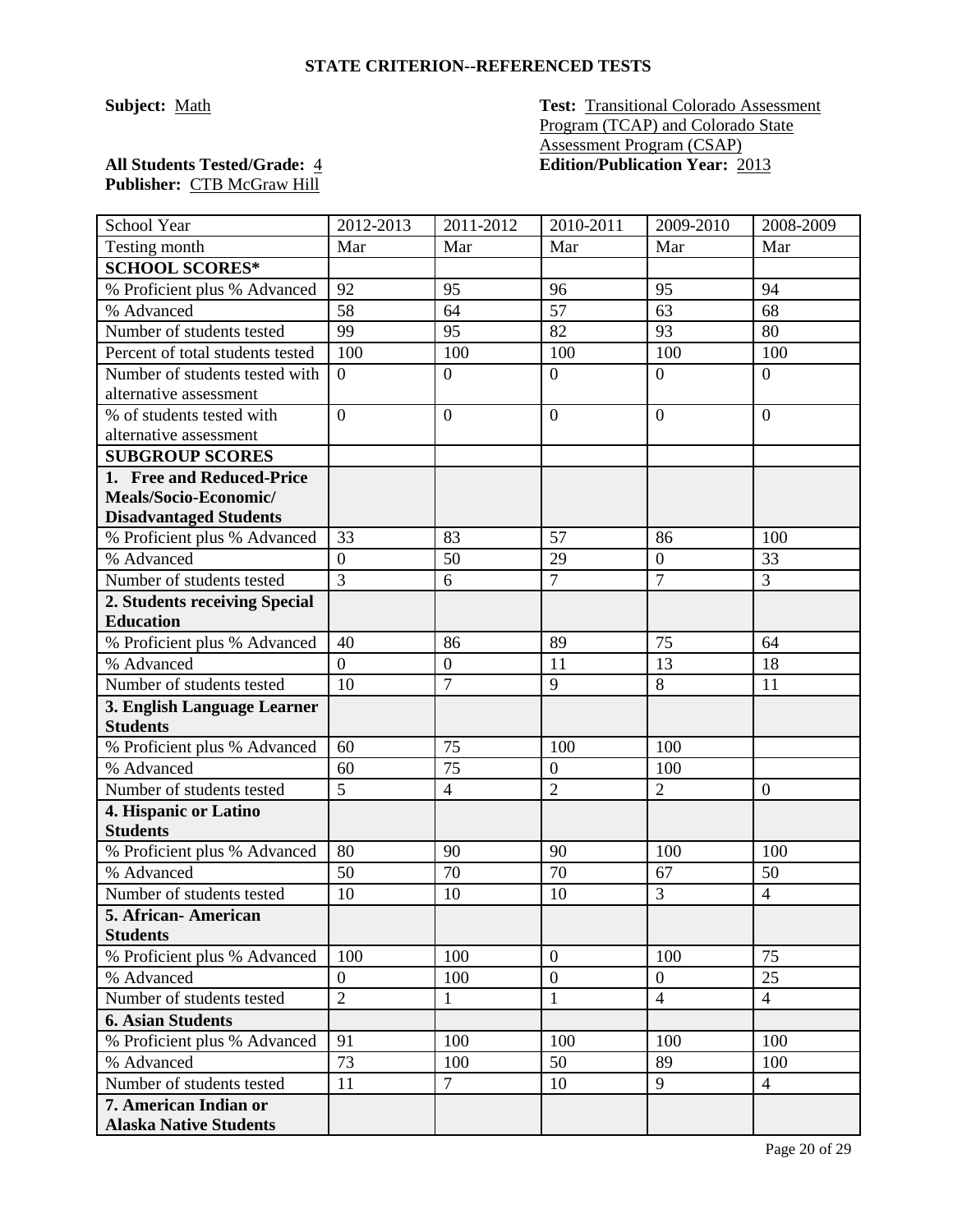## STATE CRITERION--REFERENCED TESTS

**Subject:** Math

**Test:** Transitional Colorado Assessment Program (TCAP) and Colorado State Assessment Program (CSAP)

**All Students Tested/Grade:** 4

**Edition/Publication Year:** 2013

**Publisher:** CTB McGraw Hill

| School Year | 2012-2013 | 2011-2012 | 2010-2011 | 2009-2010 | 2008-2009 |
|---|---|---|---|---|---|
| Testing month | Mar | Mar | Mar | Mar | Mar |
| **SCHOOL SCORES*** | | | | | |
| % Proficient plus % Advanced | 92 | 95 | 96 | 95 | 94 |
| % Advanced | 58 | 64 | 57 | 63 | 68 |
| Number of students tested | 99 | 95 | 82 | 93 | 80 |
| Percent of total students tested | 100 | 100 | 100 | 100 | 100 |
| Number of students tested with alternative assessment | 0 | 0 | 0 | 0 | 0 |
| % of students tested with alternative assessment | 0 | 0 | 0 | 0 | 0 |
| **SUBGROUP SCORES** | | | | | |
| **1. Free and Reduced-Price Meals/Socio-Economic/ Disadvantaged Students** | | | | | |
| % Proficient plus % Advanced | 33 | 83 | 57 | 86 | 100 |
| % Advanced | 0 | 50 | 29 | 0 | 33 |
| Number of students tested | 3 | 6 | 7 | 7 | 3 |
| **2. Students receiving Special Education** | | | | | |
| % Proficient plus % Advanced | 40 | 86 | 89 | 75 | 64 |
| % Advanced | 0 | 0 | 11 | 13 | 18 |
| Number of students tested | 10 | 7 | 9 | 8 | 11 |
| **3. English Language Learner Students** | | | | | |
| % Proficient plus % Advanced | 60 | 75 | 100 | 100 | |
| % Advanced | 60 | 75 | 0 | 100 | |
| Number of students tested | 5 | 4 | 2 | 2 | 0 |
| **4. Hispanic or Latino Students** | | | | | |
| % Proficient plus % Advanced | 80 | 90 | 90 | 100 | 100 |
| % Advanced | 50 | 70 | 70 | 67 | 50 |
| Number of students tested | 10 | 10 | 10 | 3 | 4 |
| **5. African- American Students** | | | | | |
| % Proficient plus % Advanced | 100 | 100 | 0 | 100 | 75 |
| % Advanced | 0 | 100 | 0 | 0 | 25 |
| Number of students tested | 2 | 1 | 1 | 4 | 4 |
| **6. Asian Students** | | | | | |
| % Proficient plus % Advanced | 91 | 100 | 100 | 100 | 100 |
| % Advanced | 73 | 100 | 50 | 89 | 100 |
| Number of students tested | 11 | 7 | 10 | 9 | 4 |
| **7. American Indian or Alaska Native Students** | | | | | |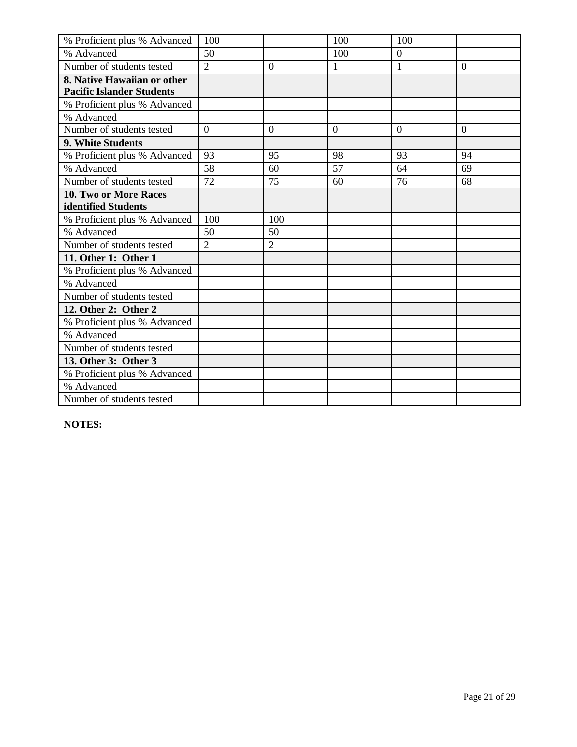| | | | | | |
|---|---|---|---|---|---|
| % Proficient plus % Advanced | 100 | | 100 | 100 | |
| % Advanced | 50 | | 100 | 0 | |
| Number of students tested | 2 | 0 | 1 | 1 | 0 |
| **8. Native Hawaiian or other Pacific Islander Students** | | | | | |
| % Proficient plus % Advanced | | | | | |
| % Advanced | | | | | |
| Number of students tested | 0 | 0 | 0 | 0 | 0 |
| **9. White Students** | | | | | |
| % Proficient plus % Advanced | 93 | 95 | 98 | 93 | 94 |
| % Advanced | 58 | 60 | 57 | 64 | 69 |
| Number of students tested | 72 | 75 | 60 | 76 | 68 |
| **10. Two or More Races identified Students** | | | | | |
| % Proficient plus % Advanced | 100 | 100 | | | |
| % Advanced | 50 | 50 | | | |
| Number of students tested | 2 | 2 | | | |
| **11. Other 1: Other 1** | | | | | |
| % Proficient plus % Advanced | | | | | |
| % Advanced | | | | | |
| Number of students tested | | | | | |
| **12. Other 2: Other 2** | | | | | |
| % Proficient plus % Advanced | | | | | |
| % Advanced | | | | | |
| Number of students tested | | | | | |
| **13. Other 3: Other 3** | | | | | |
| % Proficient plus % Advanced | | | | | |
| % Advanced | | | | | |
| Number of students tested | | | | | |

**NOTES:**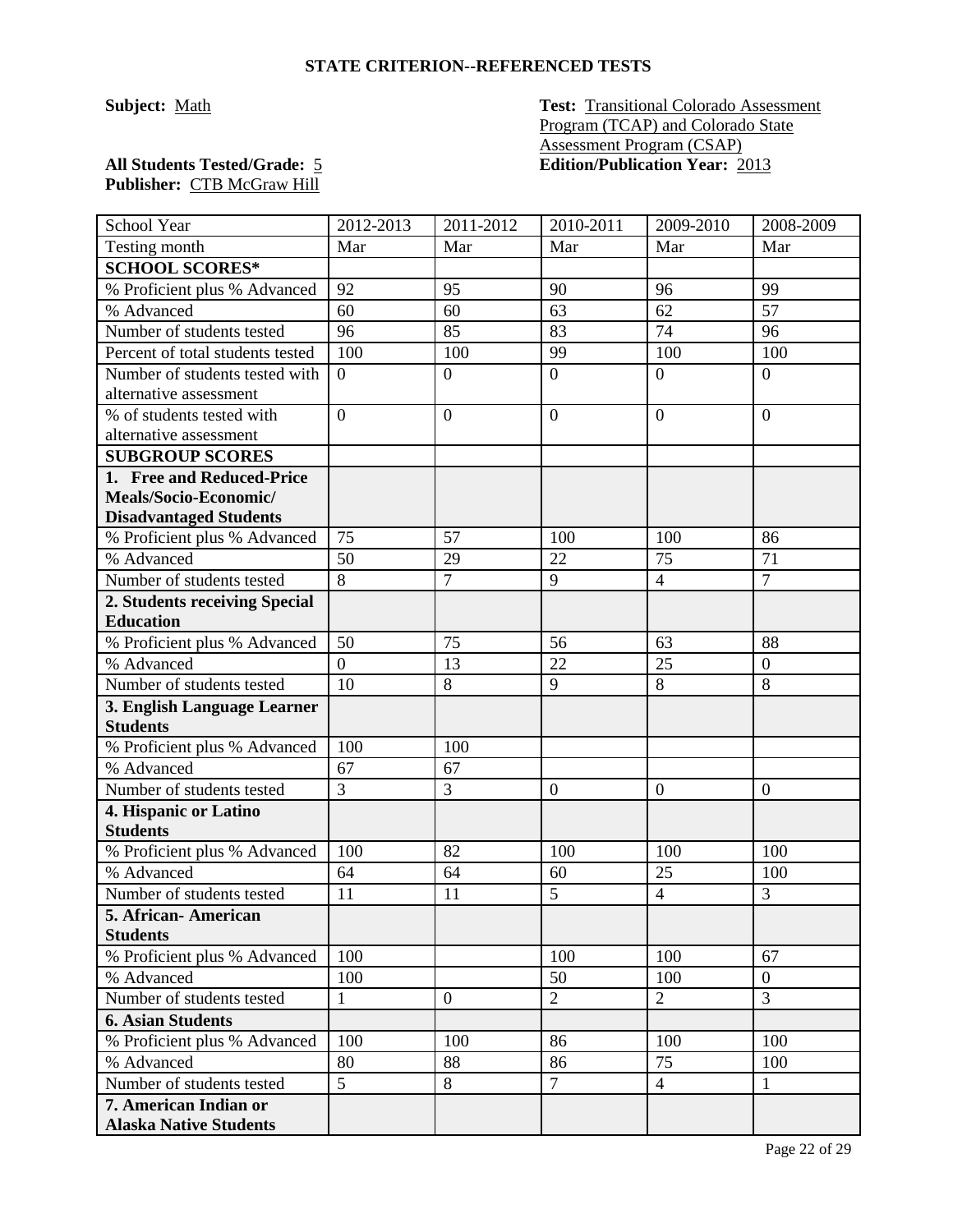## STATE CRITERION--REFERENCED TESTS

**Subject:** Math

**Test:** Transitional Colorado Assessment Program (TCAP) and Colorado State Assessment Program (CSAP)

**All Students Tested/Grade:** 5

**Edition/Publication Year:** 2013

**Publisher:** CTB McGraw Hill

| School Year | 2012-2013 | 2011-2012 | 2010-2011 | 2009-2010 | 2008-2009 |
|---|---|---|---|---|---|
| Testing month | Mar | Mar | Mar | Mar | Mar |
| **SCHOOL SCORES*** | | | | | |
| % Proficient plus % Advanced | 92 | 95 | 90 | 96 | 99 |
| % Advanced | 60 | 60 | 63 | 62 | 57 |
| Number of students tested | 96 | 85 | 83 | 74 | 96 |
| Percent of total students tested | 100 | 100 | 99 | 100 | 100 |
| Number of students tested with alternative assessment | 0 | 0 | 0 | 0 | 0 |
| % of students tested with alternative assessment | 0 | 0 | 0 | 0 | 0 |
| **SUBGROUP SCORES** | | | | | |
| **1. Free and Reduced-Price Meals/Socio-Economic/ Disadvantaged Students** | | | | | |
| % Proficient plus % Advanced | 75 | 57 | 100 | 100 | 86 |
| % Advanced | 50 | 29 | 22 | 75 | 71 |
| Number of students tested | 8 | 7 | 9 | 4 | 7 |
| **2. Students receiving Special Education** | | | | | |
| % Proficient plus % Advanced | 50 | 75 | 56 | 63 | 88 |
| % Advanced | 0 | 13 | 22 | 25 | 0 |
| Number of students tested | 10 | 8 | 9 | 8 | 8 |
| **3. English Language Learner Students** | | | | | |
| % Proficient plus % Advanced | 100 | 100 | | | |
| % Advanced | 67 | 67 | | | |
| Number of students tested | 3 | 3 | 0 | 0 | 0 |
| **4. Hispanic or Latino Students** | | | | | |
| % Proficient plus % Advanced | 100 | 82 | 100 | 100 | 100 |
| % Advanced | 64 | 64 | 60 | 25 | 100 |
| Number of students tested | 11 | 11 | 5 | 4 | 3 |
| **5. African- American Students** | | | | | |
| % Proficient plus % Advanced | 100 | | 100 | 100 | 67 |
| % Advanced | 100 | | 50 | 100 | 0 |
| Number of students tested | 1 | 0 | 2 | 2 | 3 |
| **6. Asian Students** | | | | | |
| % Proficient plus % Advanced | 100 | 100 | 86 | 100 | 100 |
| % Advanced | 80 | 88 | 86 | 75 | 100 |
| Number of students tested | 5 | 8 | 7 | 4 | 1 |
| **7. American Indian or Alaska Native Students** | | | | | |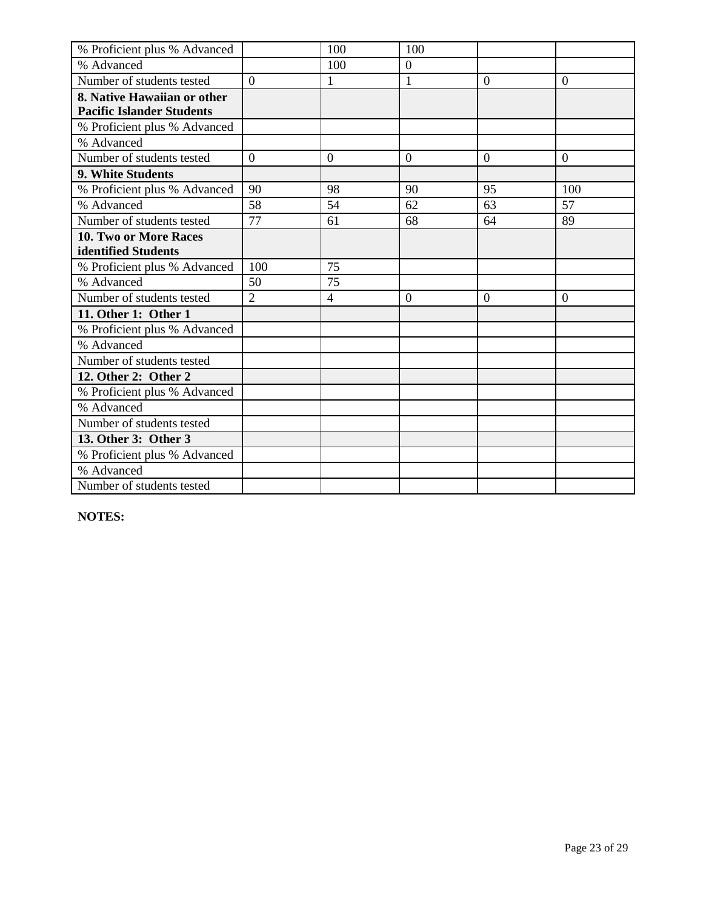| | | | | | |
|---|---|---|---|---|---|
| % Proficient plus % Advanced | | 100 | 100 | | |
| % Advanced | | 100 | 0 | | |
| Number of students tested | 0 | 1 | 1 | 0 | 0 |
| **8. Native Hawaiian or other Pacific Islander Students** | | | | | |
| % Proficient plus % Advanced | | | | | |
| % Advanced | | | | | |
| Number of students tested | 0 | 0 | 0 | 0 | 0 |
| **9. White Students** | | | | | |
| % Proficient plus % Advanced | 90 | 98 | 90 | 95 | 100 |
| % Advanced | 58 | 54 | 62 | 63 | 57 |
| Number of students tested | 77 | 61 | 68 | 64 | 89 |
| **10. Two or More Races identified Students** | | | | | |
| % Proficient plus % Advanced | 100 | 75 | | | |
| % Advanced | 50 | 75 | | | |
| Number of students tested | 2 | 4 | 0 | 0 | 0 |
| **11. Other 1: Other 1** | | | | | |
| % Proficient plus % Advanced | | | | | |
| % Advanced | | | | | |
| Number of students tested | | | | | |
| **12. Other 2: Other 2** | | | | | |
| % Proficient plus % Advanced | | | | | |
| % Advanced | | | | | |
| Number of students tested | | | | | |
| **13. Other 3: Other 3** | | | | | |
| % Proficient plus % Advanced | | | | | |
| % Advanced | | | | | |
| Number of students tested | | | | | |

**NOTES:**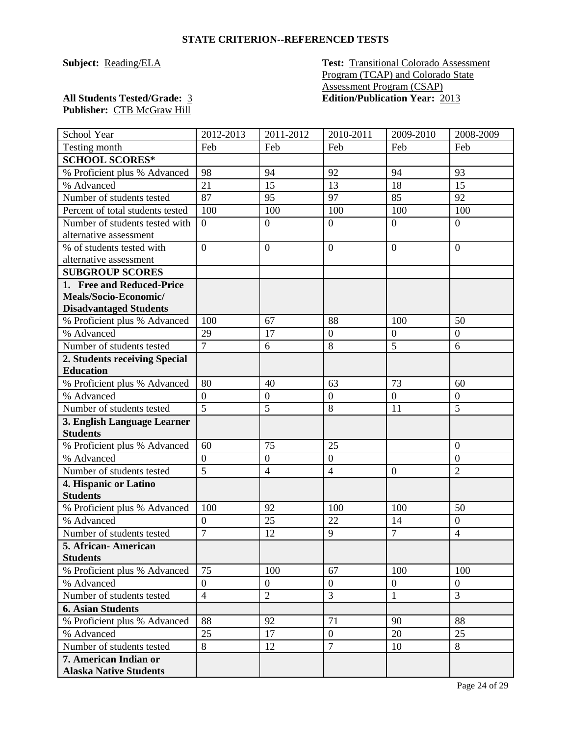**STATE CRITERION--REFERENCED TESTS**

**Subject:** Reading/ELA

**Test:** Transitional Colorado Assessment Program (TCAP) and Colorado State Assessment Program (CSAP)

**All Students Tested/Grade:** 3

**Edition/Publication Year:** 2013

**Publisher:** CTB McGraw Hill

| School Year | 2012-2013 | 2011-2012 | 2010-2011 | 2009-2010 | 2008-2009 |
|---|---|---|---|---|---|
| Testing month | Feb | Feb | Feb | Feb | Feb |
| **SCHOOL SCORES*** | | | | | |
| % Proficient plus % Advanced | 98 | 94 | 92 | 94 | 93 |
| % Advanced | 21 | 15 | 13 | 18 | 15 |
| Number of students tested | 87 | 95 | 97 | 85 | 92 |
| Percent of total students tested | 100 | 100 | 100 | 100 | 100 |
| Number of students tested with alternative assessment | 0 | 0 | 0 | 0 | 0 |
| % of students tested with alternative assessment | 0 | 0 | 0 | 0 | 0 |
| **SUBGROUP SCORES** | | | | | |
| **1. Free and Reduced-Price Meals/Socio-Economic/ Disadvantaged Students** | | | | | |
| % Proficient plus % Advanced | 100 | 67 | 88 | 100 | 50 |
| % Advanced | 29 | 17 | 0 | 0 | 0 |
| Number of students tested | 7 | 6 | 8 | 5 | 6 |
| **2. Students receiving Special Education** | | | | | |
| % Proficient plus % Advanced | 80 | 40 | 63 | 73 | 60 |
| % Advanced | 0 | 0 | 0 | 0 | 0 |
| Number of students tested | 5 | 5 | 8 | 11 | 5 |
| **3. English Language Learner Students** | | | | | |
| % Proficient plus % Advanced | 60 | 75 | 25 | | 0 |
| % Advanced | 0 | 0 | 0 | | 0 |
| Number of students tested | 5 | 4 | 4 | 0 | 2 |
| **4. Hispanic or Latino Students** | | | | | |
| % Proficient plus % Advanced | 100 | 92 | 100 | 100 | 50 |
| % Advanced | 0 | 25 | 22 | 14 | 0 |
| Number of students tested | 7 | 12 | 9 | 7 | 4 |
| **5. African- American Students** | | | | | |
| % Proficient plus % Advanced | 75 | 100 | 67 | 100 | 100 |
| % Advanced | 0 | 0 | 0 | 0 | 0 |
| Number of students tested | 4 | 2 | 3 | 1 | 3 |
| **6. Asian Students** | | | | | |
| % Proficient plus % Advanced | 88 | 92 | 71 | 90 | 88 |
| % Advanced | 25 | 17 | 0 | 20 | 25 |
| Number of students tested | 8 | 12 | 7 | 10 | 8 |
| **7. American Indian or Alaska Native Students** | | | | | |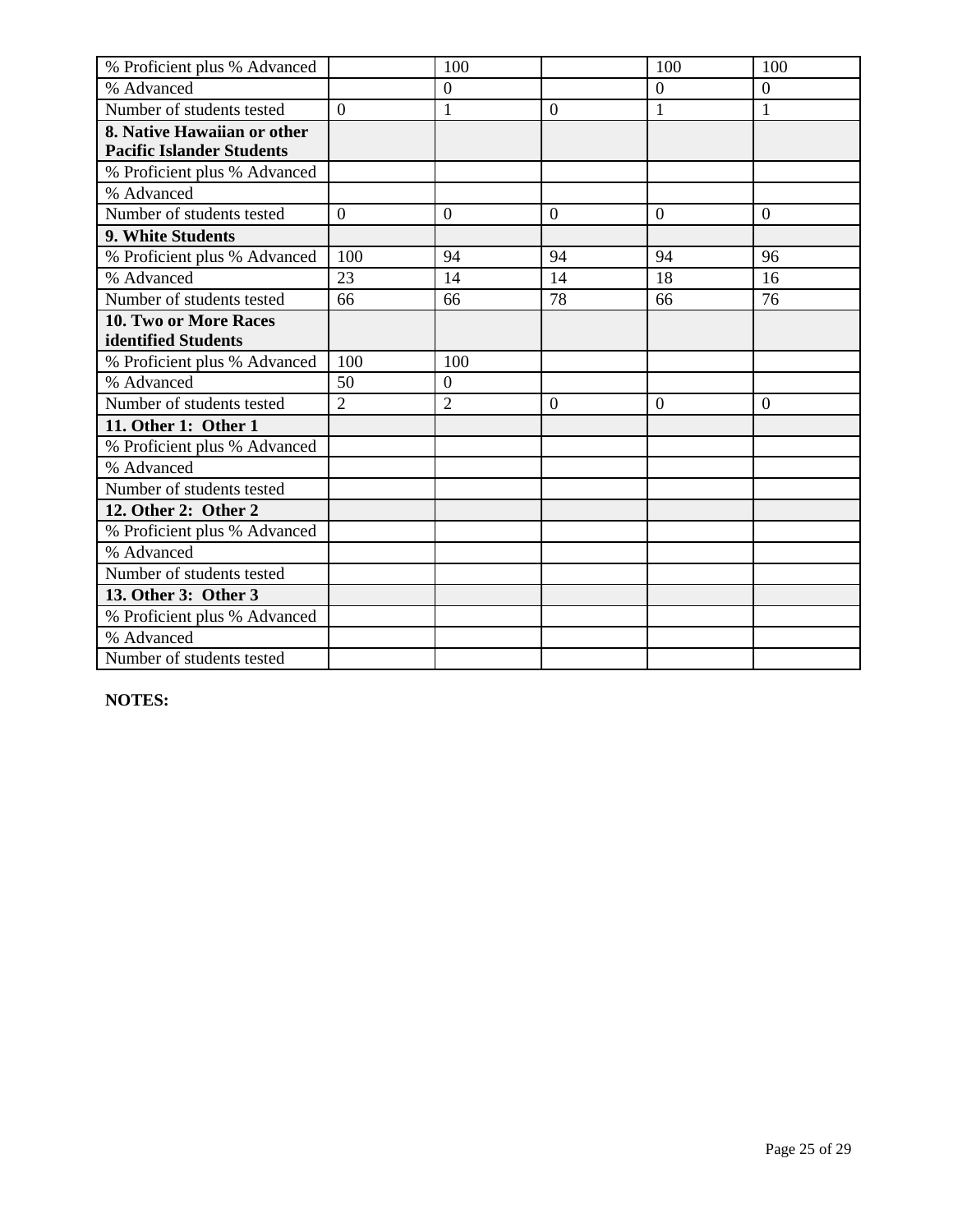| % Proficient plus % Advanced | | 100 | | 100 | 100 |
|---|---|---|---|---|---|
| % Advanced | | 0 | | 0 | 0 |
| Number of students tested | 0 | 1 | 0 | 1 | 1 |
| **8. Native Hawaiian or other Pacific Islander Students** | | | | | |
| % Proficient plus % Advanced | | | | | |
| % Advanced | | | | | |
| Number of students tested | 0 | 0 | 0 | 0 | 0 |
| **9. White Students** | | | | | |
| % Proficient plus % Advanced | 100 | 94 | 94 | 94 | 96 |
| % Advanced | 23 | 14 | 14 | 18 | 16 |
| Number of students tested | 66 | 66 | 78 | 66 | 76 |
| **10. Two or More Races identified Students** | | | | | |
| % Proficient plus % Advanced | 100 | 100 | | | |
| % Advanced | 50 | 0 | | | |
| Number of students tested | 2 | 2 | 0 | 0 | 0 |
| **11. Other 1: Other 1** | | | | | |
| % Proficient plus % Advanced | | | | | |
| % Advanced | | | | | |
| Number of students tested | | | | | |
| **12. Other 2: Other 2** | | | | | |
| % Proficient plus % Advanced | | | | | |
| % Advanced | | | | | |
| Number of students tested | | | | | |
| **13. Other 3: Other 3** | | | | | |
| % Proficient plus % Advanced | | | | | |
| % Advanced | | | | | |
| Number of students tested | | | | | |

**NOTES:**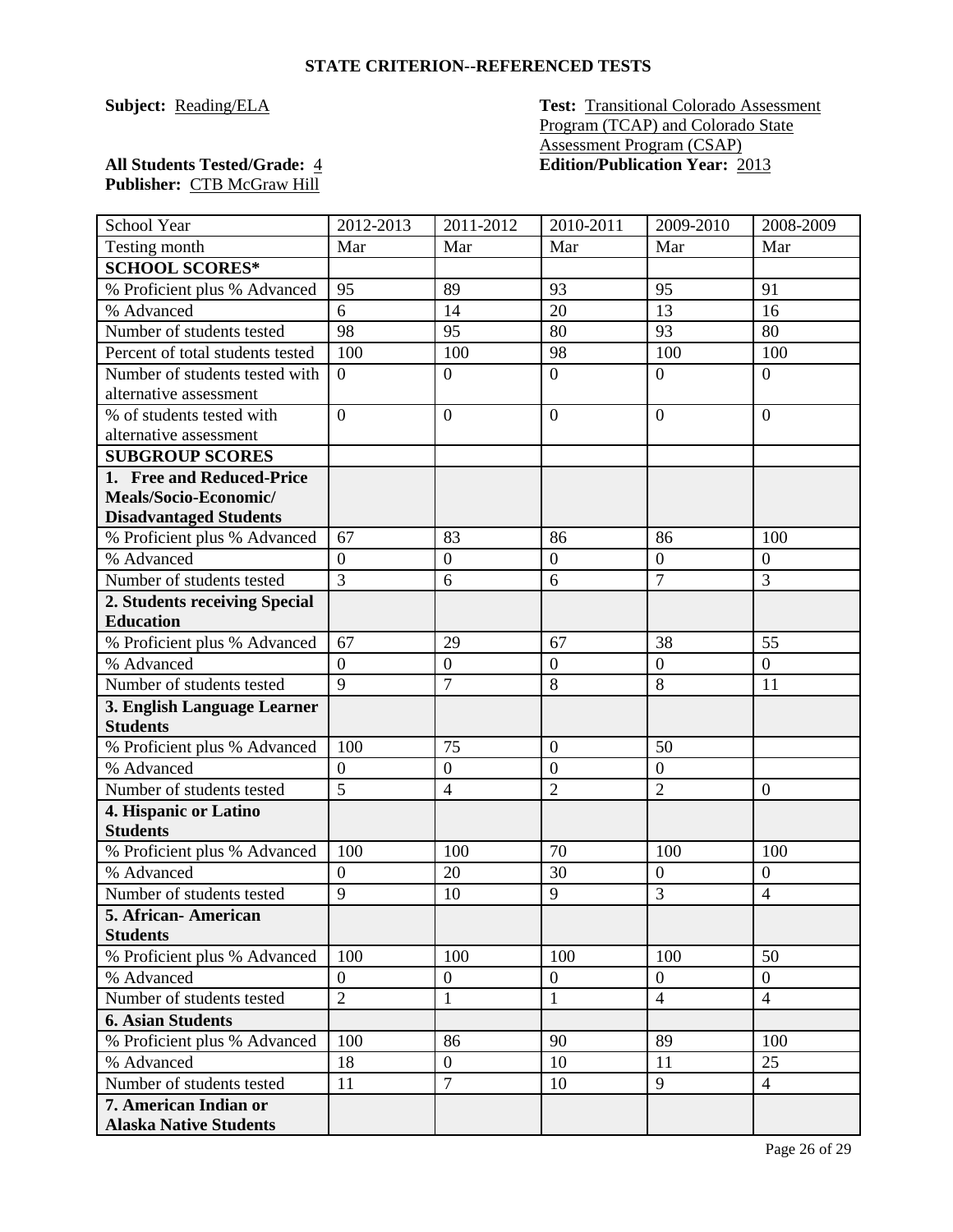## STATE CRITERION--REFERENCED TESTS

**Subject:** Reading/ELA

**Test:** Transitional Colorado Assessment Program (TCAP) and Colorado State Assessment Program (CSAP)

**All Students Tested/Grade:** 4

**Edition/Publication Year:** 2013

**Publisher:** CTB McGraw Hill

| School Year | 2012-2013 | 2011-2012 | 2010-2011 | 2009-2010 | 2008-2009 |
|---|---|---|---|---|---|
| Testing month | Mar | Mar | Mar | Mar | Mar |
| **SCHOOL SCORES*** | | | | | |
| % Proficient plus % Advanced | 95 | 89 | 93 | 95 | 91 |
| % Advanced | 6 | 14 | 20 | 13 | 16 |
| Number of students tested | 98 | 95 | 80 | 93 | 80 |
| Percent of total students tested | 100 | 100 | 98 | 100 | 100 |
| Number of students tested with alternative assessment | 0 | 0 | 0 | 0 | 0 |
| % of students tested with alternative assessment | 0 | 0 | 0 | 0 | 0 |
| **SUBGROUP SCORES** | | | | | |
| **1. Free and Reduced-Price Meals/Socio-Economic/ Disadvantaged Students** | | | | | |
| % Proficient plus % Advanced | 67 | 83 | 86 | 86 | 100 |
| % Advanced | 0 | 0 | 0 | 0 | 0 |
| Number of students tested | 3 | 6 | 6 | 7 | 3 |
| **2. Students receiving Special Education** | | | | | |
| % Proficient plus % Advanced | 67 | 29 | 67 | 38 | 55 |
| % Advanced | 0 | 0 | 0 | 0 | 0 |
| Number of students tested | 9 | 7 | 8 | 8 | 11 |
| **3. English Language Learner Students** | | | | | |
| % Proficient plus % Advanced | 100 | 75 | 0 | 50 | |
| % Advanced | 0 | 0 | 0 | 0 | |
| Number of students tested | 5 | 4 | 2 | 2 | 0 |
| **4. Hispanic or Latino Students** | | | | | |
| % Proficient plus % Advanced | 100 | 100 | 70 | 100 | 100 |
| % Advanced | 0 | 20 | 30 | 0 | 0 |
| Number of students tested | 9 | 10 | 9 | 3 | 4 |
| **5. African- American Students** | | | | | |
| % Proficient plus % Advanced | 100 | 100 | 100 | 100 | 50 |
| % Advanced | 0 | 0 | 0 | 0 | 0 |
| Number of students tested | 2 | 1 | 1 | 4 | 4 |
| **6. Asian Students** | | | | | |
| % Proficient plus % Advanced | 100 | 86 | 90 | 89 | 100 |
| % Advanced | 18 | 0 | 10 | 11 | 25 |
| Number of students tested | 11 | 7 | 10 | 9 | 4 |
| **7. American Indian or Alaska Native Students** | | | | | |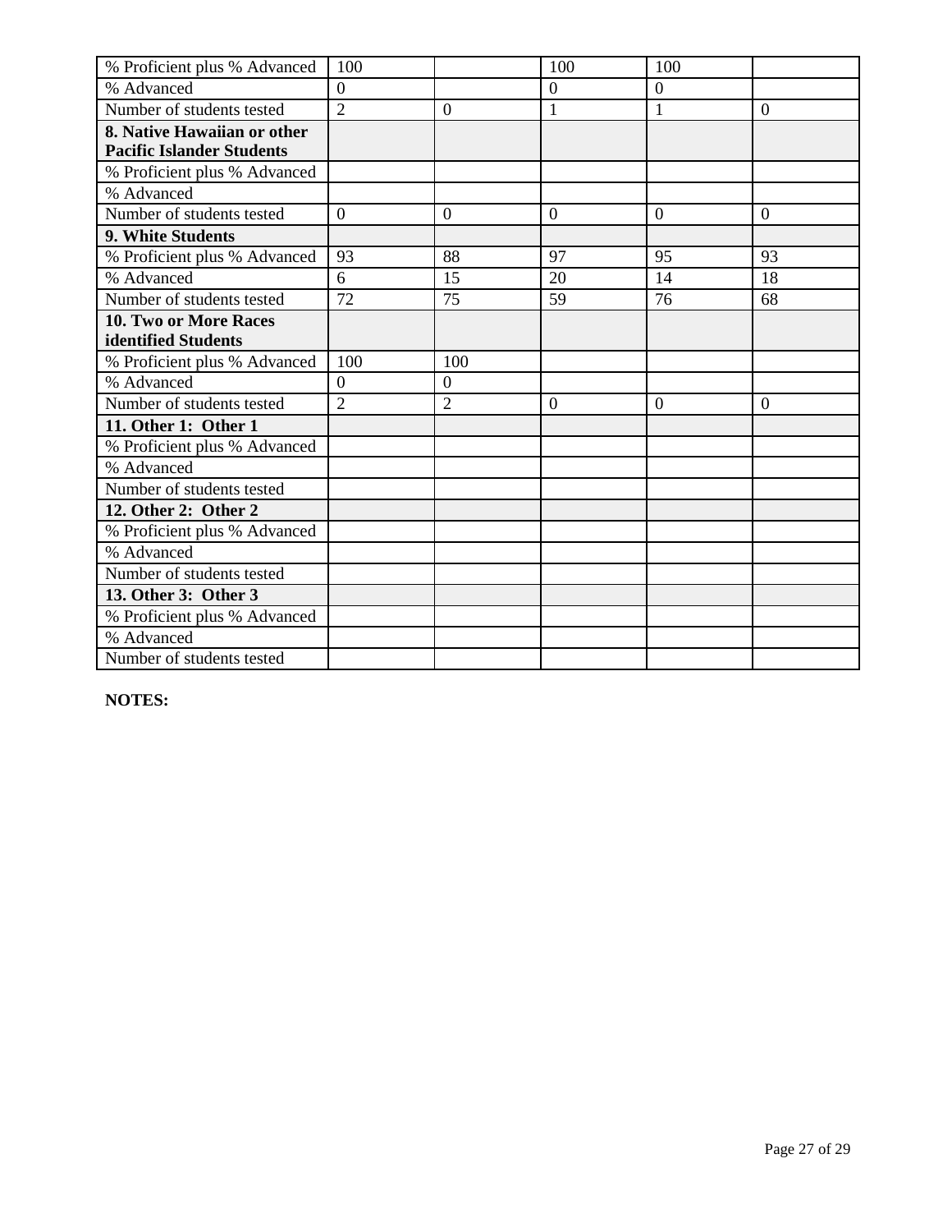| | | | | | |
|---|---|---|---|---|---|
| % Proficient plus % Advanced | 100 | | 100 | 100 | |
| % Advanced | 0 | | 0 | 0 | |
| Number of students tested | 2 | 0 | 1 | 1 | 0 |
| **8. Native Hawaiian or other Pacific Islander Students** | | | | | |
| % Proficient plus % Advanced | | | | | |
| % Advanced | | | | | |
| Number of students tested | 0 | 0 | 0 | 0 | 0 |
| **9. White Students** | | | | | |
| % Proficient plus % Advanced | 93 | 88 | 97 | 95 | 93 |
| % Advanced | 6 | 15 | 20 | 14 | 18 |
| Number of students tested | 72 | 75 | 59 | 76 | 68 |
| **10. Two or More Races identified Students** | | | | | |
| % Proficient plus % Advanced | 100 | 100 | | | |
| % Advanced | 0 | 0 | | | |
| Number of students tested | 2 | 2 | 0 | 0 | 0 |
| **11. Other 1: Other 1** | | | | | |
| % Proficient plus % Advanced | | | | | |
| % Advanced | | | | | |
| Number of students tested | | | | | |
| **12. Other 2: Other 2** | | | | | |
| % Proficient plus % Advanced | | | | | |
| % Advanced | | | | | |
| Number of students tested | | | | | |
| **13. Other 3: Other 3** | | | | | |
| % Proficient plus % Advanced | | | | | |
| % Advanced | | | | | |
| Number of students tested | | | | | |

**NOTES:**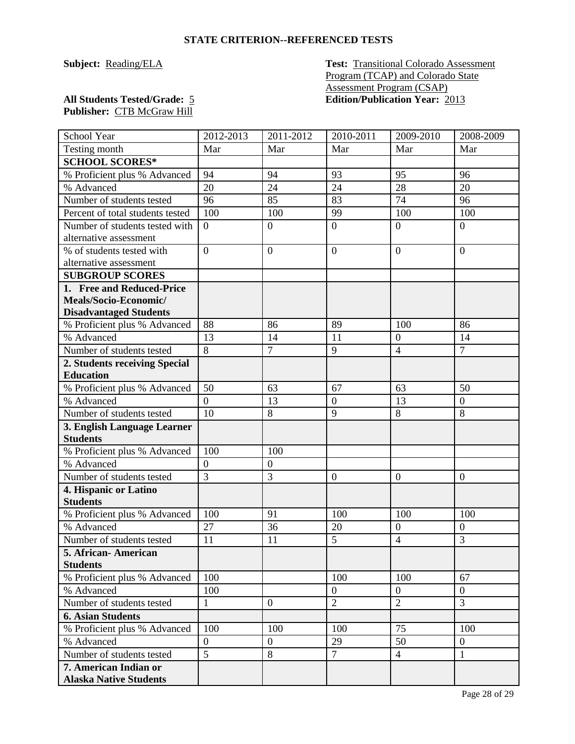## STATE CRITERION--REFERENCED TESTS

**Subject:** Reading/ELA

**Test:** Transitional Colorado Assessment Program (TCAP) and Colorado State Assessment Program (CSAP)

**All Students Tested/Grade:** 5

**Edition/Publication Year:** 2013

**Publisher:** CTB McGraw Hill

| School Year | 2012-2013 | 2011-2012 | 2010-2011 | 2009-2010 | 2008-2009 |
|---|---|---|---|---|---|
| Testing month | Mar | Mar | Mar | Mar | Mar |
| **SCHOOL SCORES*** | | | | | |
| % Proficient plus % Advanced | 94 | 94 | 93 | 95 | 96 |
| % Advanced | 20 | 24 | 24 | 28 | 20 |
| Number of students tested | 96 | 85 | 83 | 74 | 96 |
| Percent of total students tested | 100 | 100 | 99 | 100 | 100 |
| Number of students tested with alternative assessment | 0 | 0 | 0 | 0 | 0 |
| % of students tested with alternative assessment | 0 | 0 | 0 | 0 | 0 |
| **SUBGROUP SCORES** | | | | | |
| **1. Free and Reduced-Price Meals/Socio-Economic/ Disadvantaged Students** | | | | | |
| % Proficient plus % Advanced | 88 | 86 | 89 | 100 | 86 |
| % Advanced | 13 | 14 | 11 | 0 | 14 |
| Number of students tested | 8 | 7 | 9 | 4 | 7 |
| **2. Students receiving Special Education** | | | | | |
| % Proficient plus % Advanced | 50 | 63 | 67 | 63 | 50 |
| % Advanced | 0 | 13 | 0 | 13 | 0 |
| Number of students tested | 10 | 8 | 9 | 8 | 8 |
| **3. English Language Learner Students** | | | | | |
| % Proficient plus % Advanced | 100 | 100 | | | |
| % Advanced | 0 | 0 | | | |
| Number of students tested | 3 | 3 | 0 | 0 | 0 |
| **4. Hispanic or Latino Students** | | | | | |
| % Proficient plus % Advanced | 100 | 91 | 100 | 100 | 100 |
| % Advanced | 27 | 36 | 20 | 0 | 0 |
| Number of students tested | 11 | 11 | 5 | 4 | 3 |
| **5. African- American Students** | | | | | |
| % Proficient plus % Advanced | 100 | | 100 | 100 | 67 |
| % Advanced | 100 | | 0 | 0 | 0 |
| Number of students tested | 1 | 0 | 2 | 2 | 3 |
| **6. Asian Students** | | | | | |
| % Proficient plus % Advanced | 100 | 100 | 100 | 75 | 100 |
| % Advanced | 0 | 0 | 29 | 50 | 0 |
| Number of students tested | 5 | 8 | 7 | 4 | 1 |
| **7. American Indian or Alaska Native Students** | | | | | |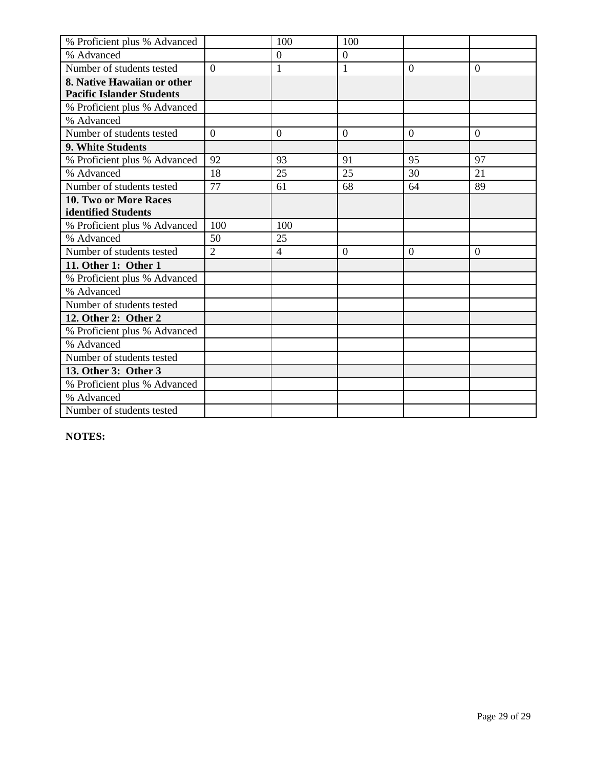| | | | | | |
|---|---|---|---|---|---|
| % Proficient plus % Advanced | | 100 | 100 | | |
| % Advanced | | 0 | 0 | | |
| Number of students tested | 0 | 1 | 1 | 0 | 0 |
| **8. Native Hawaiian or other Pacific Islander Students** | | | | | |
| % Proficient plus % Advanced | | | | | |
| % Advanced | | | | | |
| Number of students tested | 0 | 0 | 0 | 0 | 0 |
| **9. White Students** | | | | | |
| % Proficient plus % Advanced | 92 | 93 | 91 | 95 | 97 |
| % Advanced | 18 | 25 | 25 | 30 | 21 |
| Number of students tested | 77 | 61 | 68 | 64 | 89 |
| **10. Two or More Races identified Students** | | | | | |
| % Proficient plus % Advanced | 100 | 100 | | | |
| % Advanced | 50 | 25 | | | |
| Number of students tested | 2 | 4 | 0 | 0 | 0 |
| **11. Other 1: Other 1** | | | | | |
| % Proficient plus % Advanced | | | | | |
| % Advanced | | | | | |
| Number of students tested | | | | | |
| **12. Other 2: Other 2** | | | | | |
| % Proficient plus % Advanced | | | | | |
| % Advanced | | | | | |
| Number of students tested | | | | | |
| **13. Other 3: Other 3** | | | | | |
| % Proficient plus % Advanced | | | | | |
| % Advanced | | | | | |
| Number of students tested | | | | | |

**NOTES:**